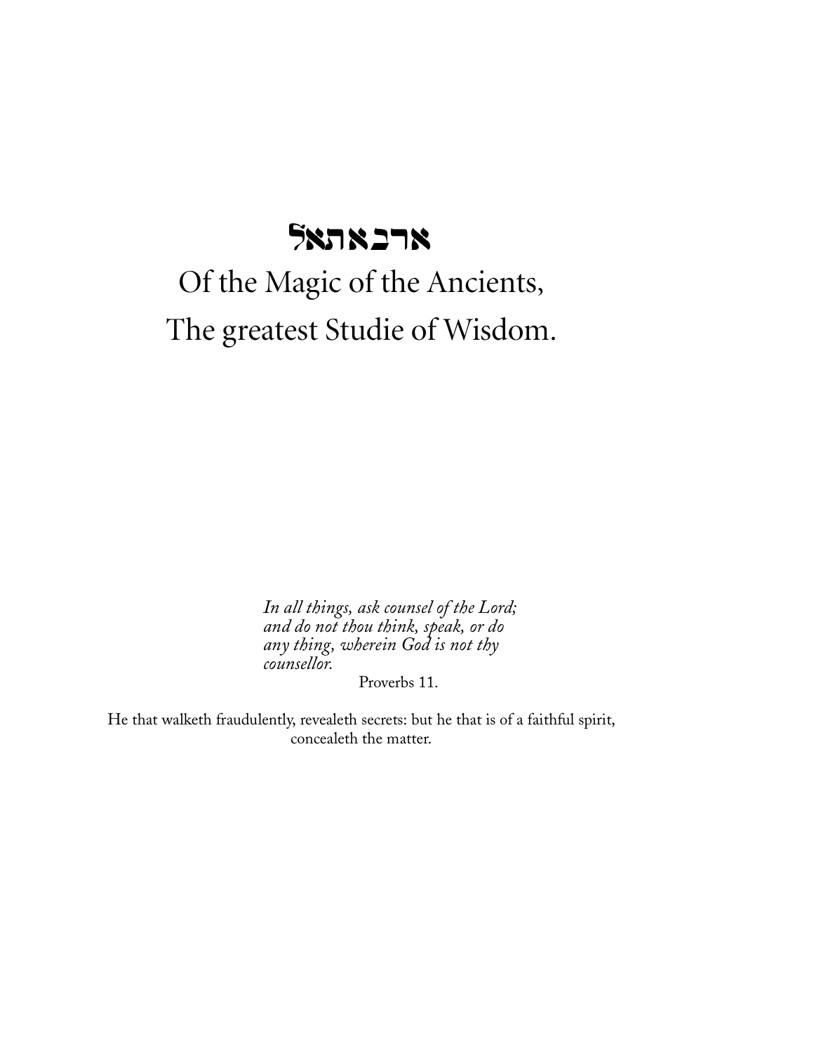# ארבאתאל

## Of the Magic of the Ancients,
## The greatest Studie of Wisdom.

*In all things, ask counsel of the Lord; and do not thou think, speak, or do any thing, wherein God is not thy counsellor.*

Proverbs 11.

He that walketh fraudulently, revealeth secrets: but he that is of a faithful spirit, concealeth the matter.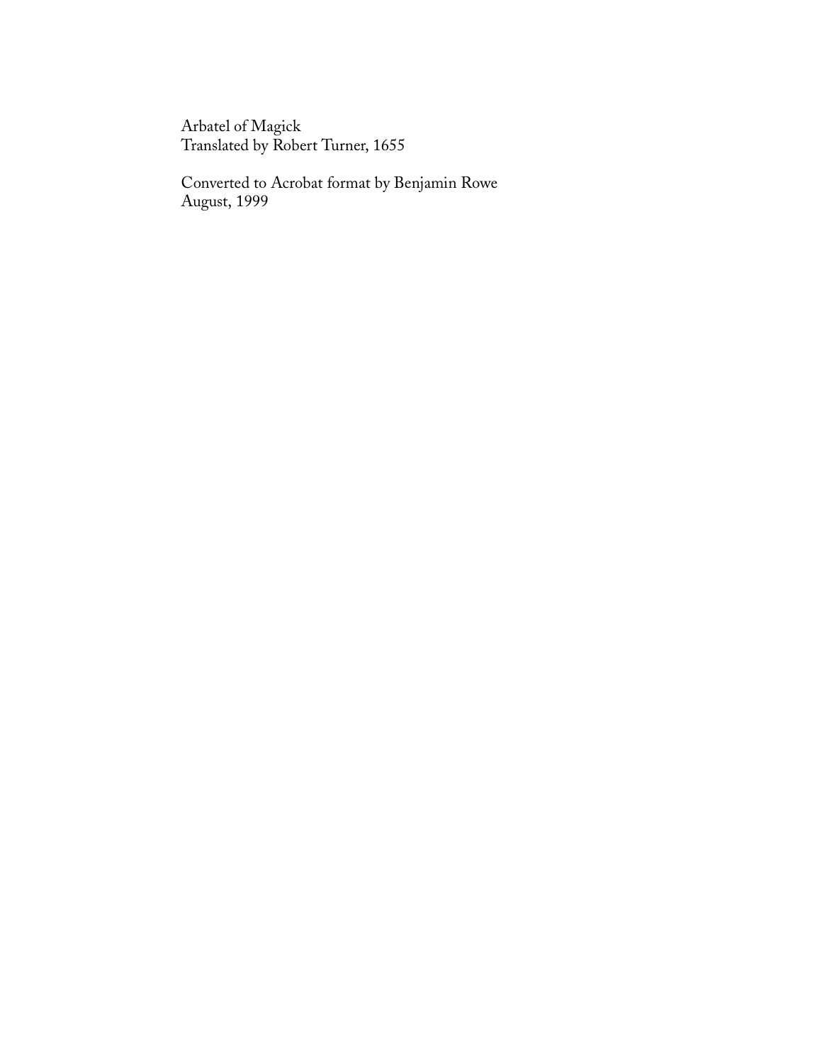Arbatel of Magick
Translated by Robert Turner, 1655

Converted to Acrobat format by Benjamin Rowe
August, 1999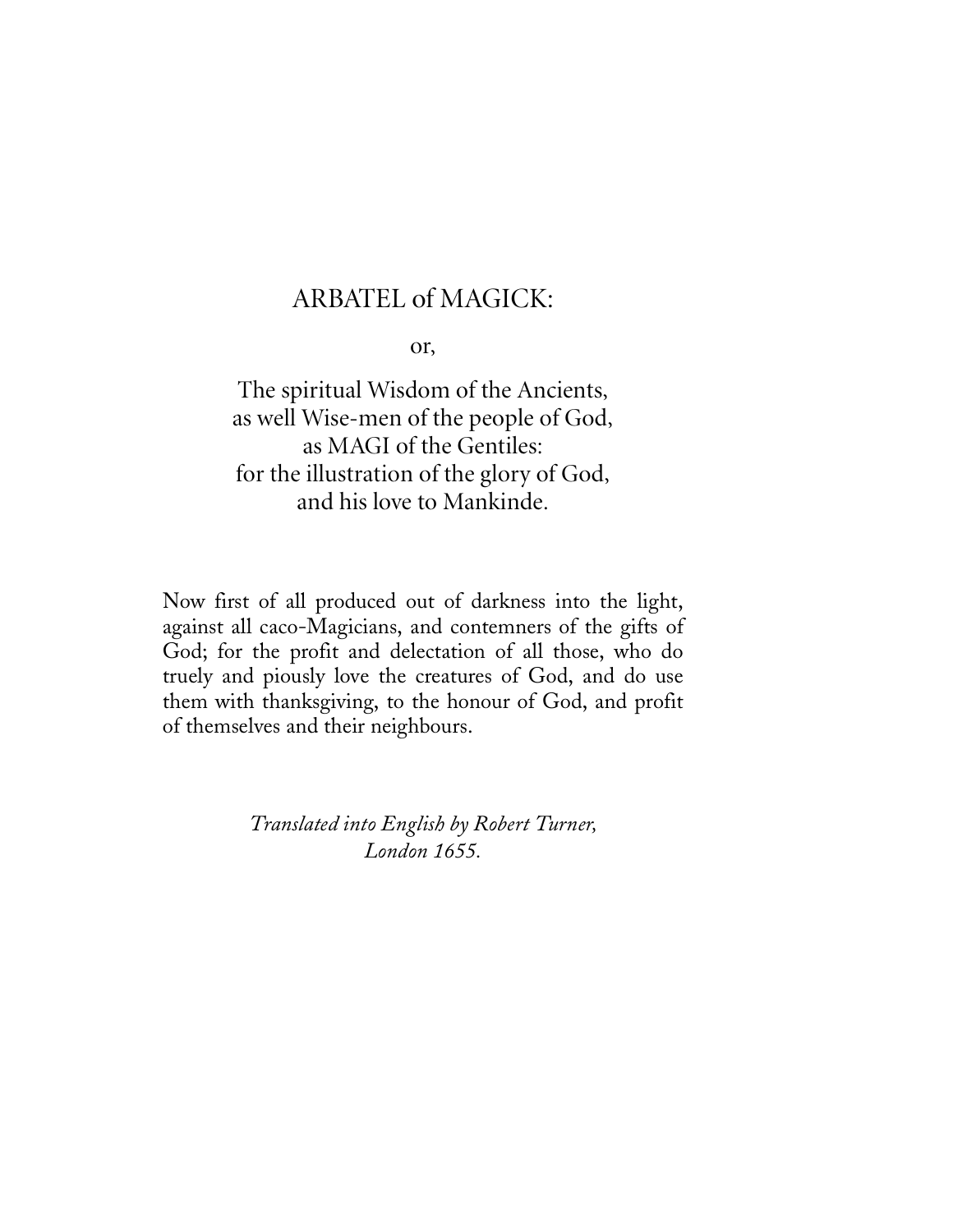# ARBATEL of MAGICK:

or,

The spiritual Wisdom of the Ancients,
as well Wise-men of the people of God,
as MAGI of the Gentiles:
for the illustration of the glory of God,
and his love to Mankinde.

Now first of all produced out of darkness into the light, against all caco-Magicians, and contemners of the gifts of God; for the profit and delectation of all those, who do truely and piously love the creatures of God, and do use them with thanksgiving, to the honour of God, and profit of themselves and their neighbours.

*Translated into English by Robert Turner,*
*London 1655.*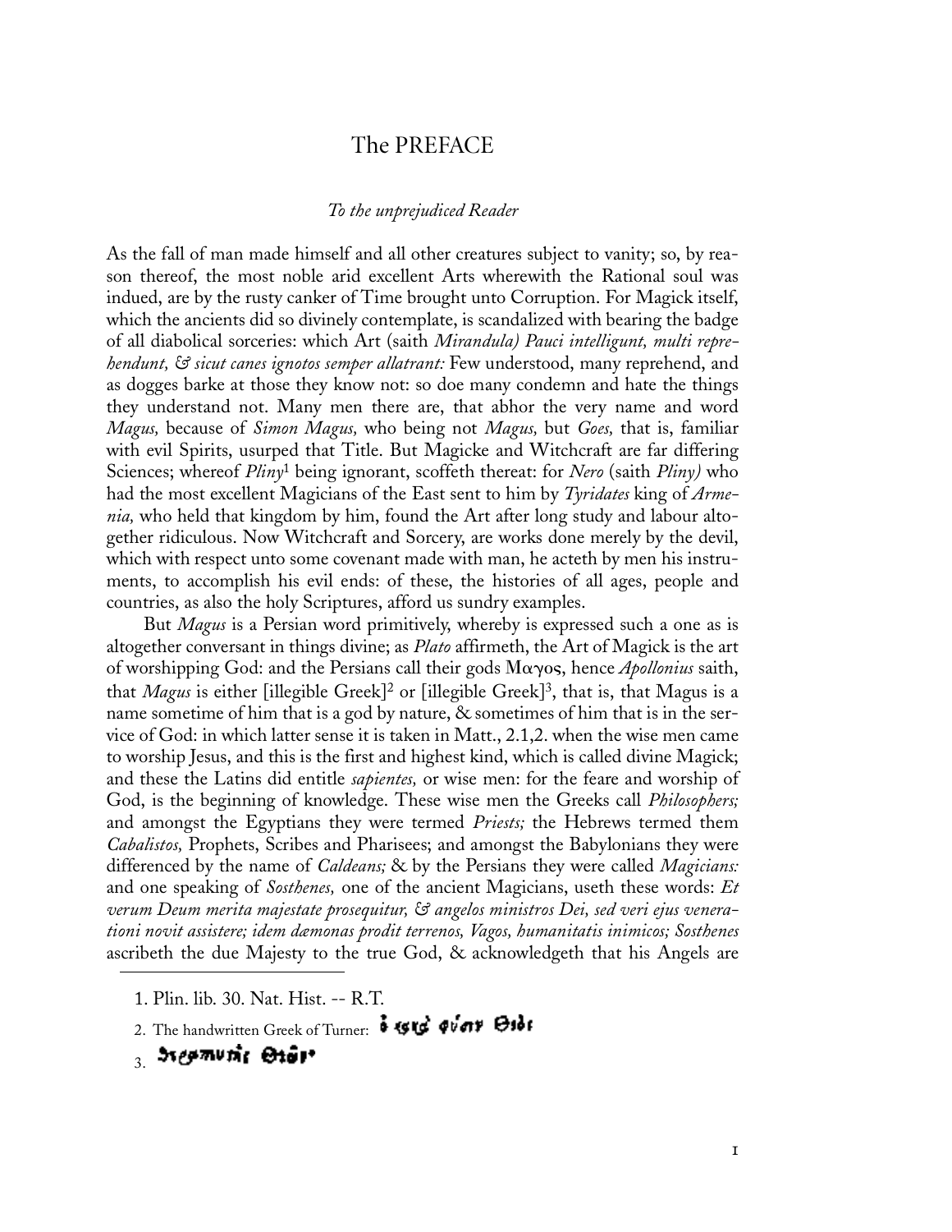# The PREFACE

*To the unprejudiced Reader*

As the fall of man made himself and all other creatures subject to vanity; so, by reason thereof, the most noble arid excellent Arts wherewith the Rational soul was indued, are by the rusty canker of Time brought unto Corruption. For Magick itself, which the ancients did so divinely contemplate, is scandalized with bearing the badge of all diabolical sorceries: which Art (saith *Mirandula) Pauci intelligunt, multi reprehendunt, & sicut canes ignotos semper allatrant:* Few understood, many reprehend, and as dogges barke at those they know not: so doe many condemn and hate the things they understand not. Many men there are, that abhor the very name and word *Magus,* because of *Simon Magus,* who being not *Magus,* but *Goes,* that is, familiar with evil Spirits, usurped that Title. But Magicke and Witchcraft are far differing Sciences; whereof *Pliny*[1] being ignorant, scoffeth thereat: for *Nero* (saith *Pliny)* who had the most excellent Magicians of the East sent to him by *Tyridates* king of *Armenia,* who held that kingdom by him, found the Art after long study and labour altogether ridiculous. Now Witchcraft and Sorcery, are works done merely by the devil, which with respect unto some covenant made with man, he acteth by men his instruments, to accomplish his evil ends: of these, the histories of all ages, people and countries, as also the holy Scriptures, afford us sundry examples.

But *Magus* is a Persian word primitively, whereby is expressed such a one as is altogether conversant in things divine; as *Plato* affirmeth, the Art of Magick is the art of worshipping God: and the Persians call their gods Μαγος, hence *Apollonius* saith, that *Magus* is either [illegible Greek][2] or [illegible Greek][3], that is, that Magus is a name sometime of him that is a god by nature, & sometimes of him that is in the service of God: in which latter sense it is taken in Matt., 2.1,2. when the wise men came to worship Jesus, and this is the first and highest kind, which is called divine Magick; and these the Latins did entitle *sapientes,* or wise men: for the feare and worship of God, is the beginning of knowledge. These wise men the Greeks call *Philosophers;* and amongst the Egyptians they were termed *Priests;* the Hebrews termed them *Cabalistos,* Prophets, Scribes and Pharisees; and amongst the Babylonians they were differenced by the name of *Caldeans;* & by the Persians they were called *Magicians:* and one speaking of *Sosthenes,* one of the ancient Magicians, useth these words: *Et verum Deum merita majestate prosequitur, & angelos ministros Dei, sed veri ejus venerationi novit assistere; idem dæmonas prodit terrenos, Vagos, humanitatis inimicos; Sosthenes* ascribeth the due Majesty to the true God, & acknowledgeth that his Angels are

1. Plin. lib. 30. Nat. Hist. -- R.T.
2. The handwritten Greek of Turner: ὁ θεὸς φύσιν θεῖος
3. θεραπευτὴς Θεῶν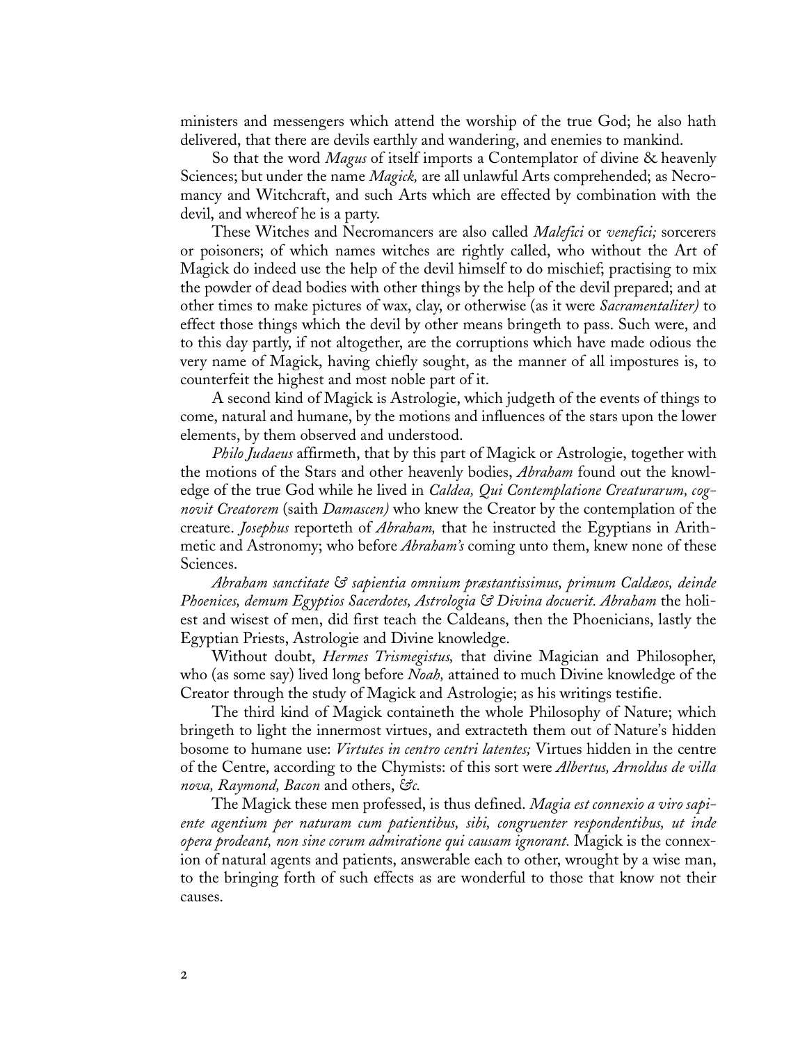ministers and messengers which attend the worship of the true God; he also hath delivered, that there are devils earthly and wandering, and enemies to mankind.

So that the word *Magus* of itself imports a Contemplator of divine & heavenly Sciences; but under the name *Magick,* are all unlawful Arts comprehended; as Necromancy and Witchcraft, and such Arts which are effected by combination with the devil, and whereof he is a party.

These Witches and Necromancers are also called *Malefici* or *venefici;* sorcerers or poisoners; of which names witches are rightly called, who without the Art of Magick do indeed use the help of the devil himself to do mischief; practising to mix the powder of dead bodies with other things by the help of the devil prepared; and at other times to make pictures of wax, clay, or otherwise (as it were *Sacramentaliter)* to effect those things which the devil by other means bringeth to pass. Such were, and to this day partly, if not altogether, are the corruptions which have made odious the very name of Magick, having chiefly sought, as the manner of all impostures is, to counterfeit the highest and most noble part of it.

A second kind of Magick is Astrologie, which judgeth of the events of things to come, natural and humane, by the motions and influences of the stars upon the lower elements, by them observed and understood.

*Philo Judaeus* affirmeth, that by this part of Magick or Astrologie, together with the motions of the Stars and other heavenly bodies, *Abraham* found out the knowledge of the true God while he lived in *Caldea, Qui Contemplatione Creaturarum, cognovit Creatorem* (saith *Damascen)* who knew the Creator by the contemplation of the creature. *Josephus* reporteth of *Abraham,* that he instructed the Egyptians in Arithmetic and Astronomy; who before *Abraham's* coming unto them, knew none of these Sciences.

*Abraham sanctitate & sapientia omnium præstantissimus, primum Caldæos, deinde Phoenices, demum Egyptios Sacerdotes, Astrologia & Divina docuerit. Abraham* the holiest and wisest of men, did first teach the Caldeans, then the Phoenicians, lastly the Egyptian Priests, Astrologie and Divine knowledge.

Without doubt, *Hermes Trismegistus,* that divine Magician and Philosopher, who (as some say) lived long before *Noah,* attained to much Divine knowledge of the Creator through the study of Magick and Astrologie; as his writings testifie.

The third kind of Magick containeth the whole Philosophy of Nature; which bringeth to light the innermost virtues, and extracteth them out of Nature's hidden bosome to humane use: *Virtutes in centro centri latentes;* Virtues hidden in the centre of the Centre, according to the Chymists: of this sort were *Albertus, Arnoldus de villa nova, Raymond, Bacon* and others, *&c.*

The Magick these men professed, is thus defined. *Magia est connexio a viro sapiente agentium per naturam cum patientibus, sibi, congruenter respondentibus, ut inde opera prodeant, non sine eorum admiratione qui causam ignorant.* Magick is the connexion of natural agents and patients, answerable each to other, wrought by a wise man, to the bringing forth of such effects as are wonderful to those that know not their causes.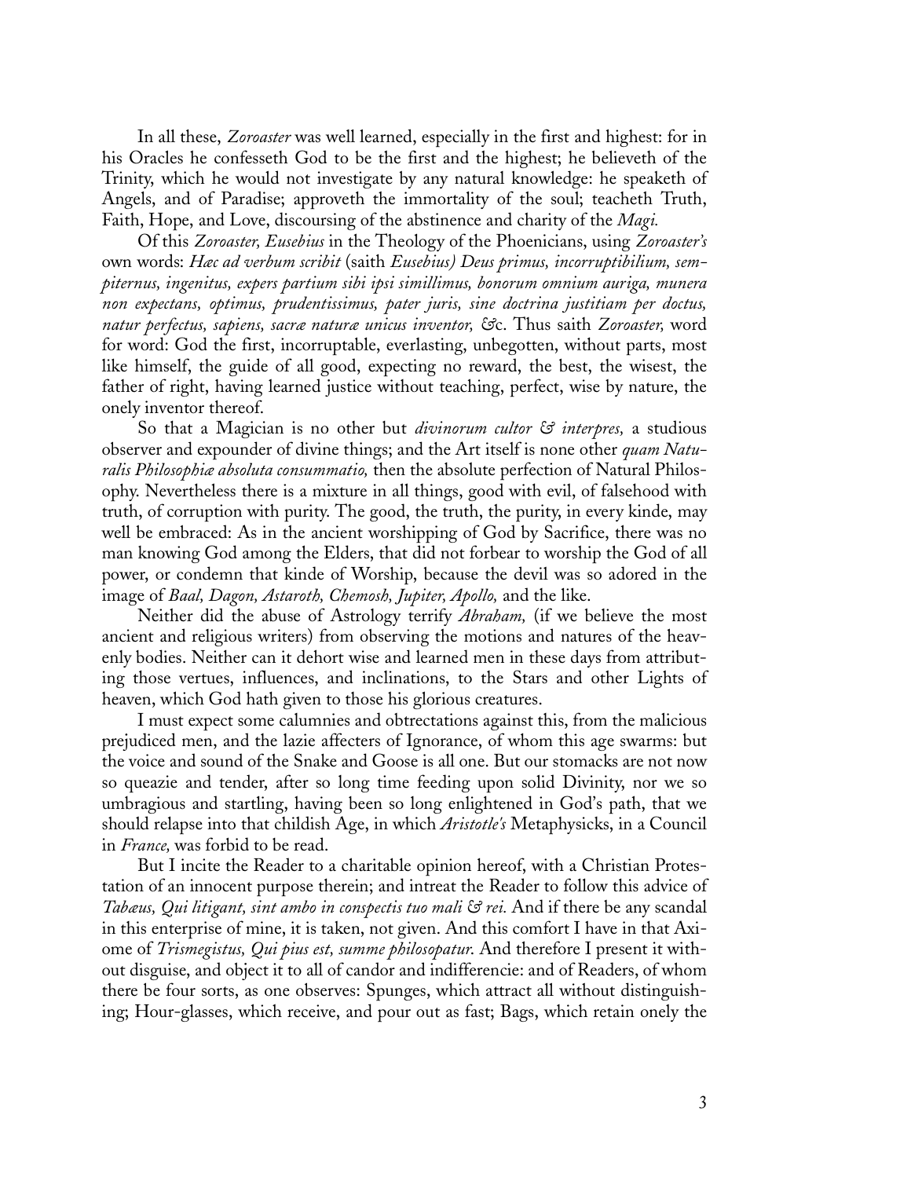In all these, *Zoroaster* was well learned, especially in the first and highest: for in his Oracles he confesseth God to be the first and the highest; he believeth of the Trinity, which he would not investigate by any natural knowledge: he speaketh of Angels, and of Paradise; approveth the immortality of the soul; teacheth Truth, Faith, Hope, and Love, discoursing of the abstinence and charity of the *Magi.*

Of this *Zoroaster, Eusebius* in the Theology of the Phoenicians, using *Zoroaster's* own words: *Hæc ad verbum scribit* (saith *Eusebius) Deus primus, incorruptibilium, sempiternus, ingenitus, expers partium sibi ipsi simillimus, bonorum omnium auriga, munera non expectans, optimus, prudentissimus, pater juris, sine doctrina justitiam per doctus, natur perfectus, sapiens, sacræ naturæ unicus inventor,* &c. Thus saith *Zoroaster,* word for word: God the first, incorruptable, everlasting, unbegotten, without parts, most like himself, the guide of all good, expecting no reward, the best, the wisest, the father of right, having learned justice without teaching, perfect, wise by nature, the onely inventor thereof.

So that a Magician is no other but *divinorum cultor & interpres,* a studious observer and expounder of divine things; and the Art itself is none other *quam Naturalis Philosophiæ absoluta consummatio,* then the absolute perfection of Natural Philosophy. Nevertheless there is a mixture in all things, good with evil, of falsehood with truth, of corruption with purity. The good, the truth, the purity, in every kinde, may well be embraced: As in the ancient worshipping of God by Sacrifice, there was no man knowing God among the Elders, that did not forbear to worship the God of all power, or condemn that kinde of Worship, because the devil was so adored in the image of *Baal, Dagon, Astaroth, Chemosh, Jupiter, Apollo,* and the like.

Neither did the abuse of Astrology terrify *Abraham,* (if we believe the most ancient and religious writers) from observing the motions and natures of the heavenly bodies. Neither can it dehort wise and learned men in these days from attributing those vertues, influences, and inclinations, to the Stars and other Lights of heaven, which God hath given to those his glorious creatures.

I must expect some calumnies and obtrectations against this, from the malicious prejudiced men, and the lazie affecters of Ignorance, of whom this age swarms: but the voice and sound of the Snake and Goose is all one. But our stomacks are not now so queazie and tender, after so long time feeding upon solid Divinity, nor we so umbragious and startling, having been so long enlightened in God's path, that we should relapse into that childish Age, in which *Aristotle's* Metaphysicks, in a Council in *France,* was forbid to be read.

But I incite the Reader to a charitable opinion hereof, with a Christian Protestation of an innocent purpose therein; and intreat the Reader to follow this advice of *Tabæus, Qui litigant, sint ambo in conspectis tuo mali & rei.* And if there be any scandal in this enterprise of mine, it is taken, not given. And this comfort I have in that Axiome of *Trismegistus, Qui pius est, summe philosopatur.* And therefore I present it without disguise, and object it to all of candor and indifferencie: and of Readers, of whom there be four sorts, as one observes: Spunges, which attract all without distinguishing; Hour-glasses, which receive, and pour out as fast; Bags, which retain onely the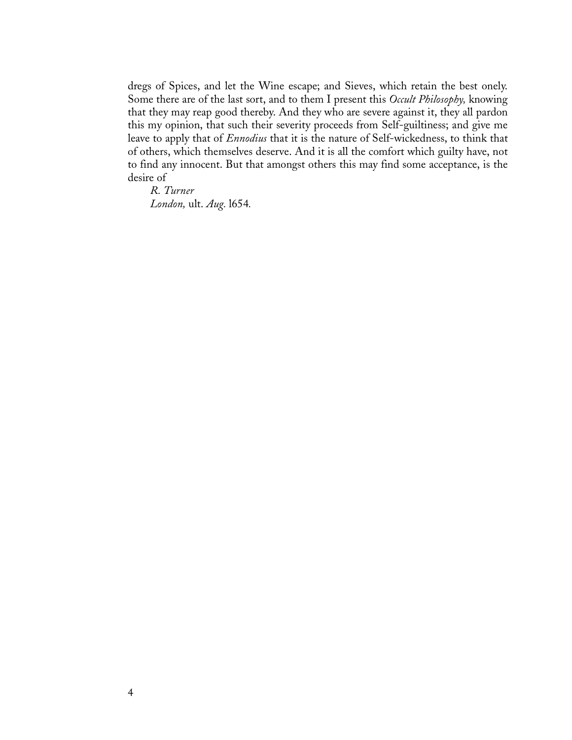dregs of Spices, and let the Wine escape; and Sieves, which retain the best onely. Some there are of the last sort, and to them I present this *Occult Philosophy,* knowing that they may reap good thereby. And they who are severe against it, they all pardon this my opinion, that such their severity proceeds from Self-guiltiness; and give me leave to apply that of *Ennodius* that it is the nature of Self-wickedness, to think that of others, which themselves deserve. And it is all the comfort which guilty have, not to find any innocent. But that amongst others this may find some acceptance, is the desire of

*R. Turner*
*London,* ult. *Aug.* 1654.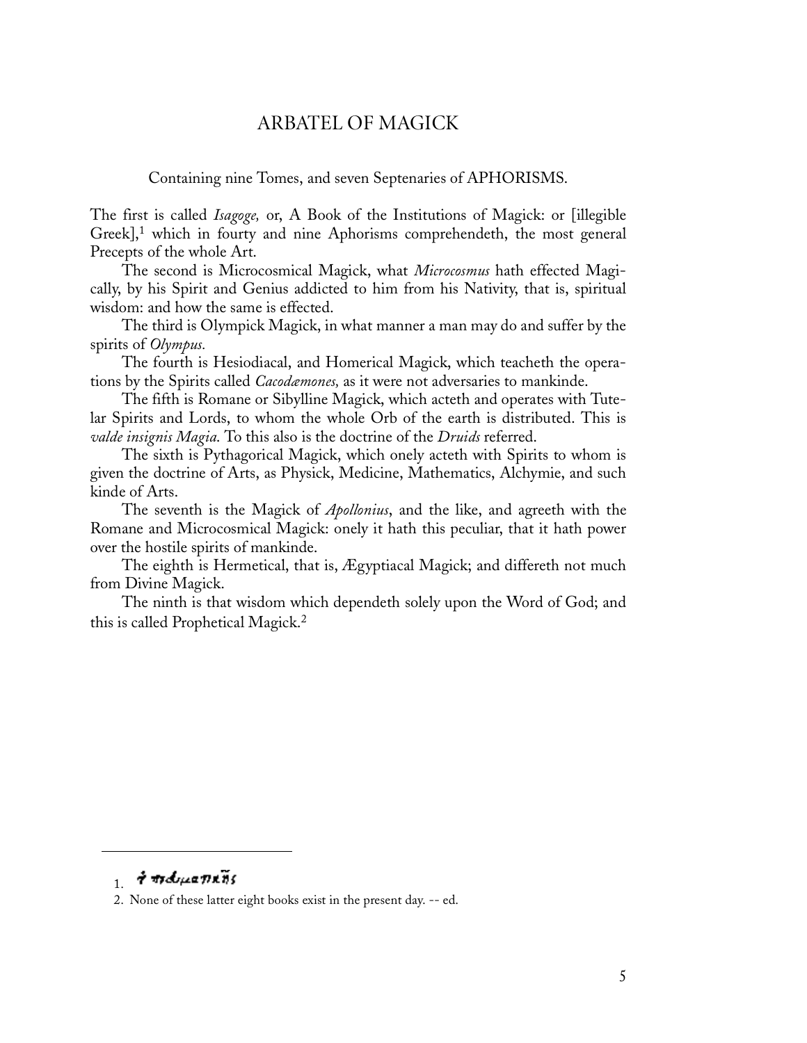# ARBATEL OF MAGICK

Containing nine Tomes, and seven Septenaries of APHORISMS.

The first is called *Isagoge,* or, A Book of the Institutions of Magick: or [illegible Greek],[1] which in fourty and nine Aphorisms comprehendeth, the most general Precepts of the whole Art.

The second is Microcosmical Magick, what *Microcosmus* hath effected Magically, by his Spirit and Genius addicted to him from his Nativity, that is, spiritual wisdom: and how the same is effected.

The third is Olympick Magick, in what manner a man may do and suffer by the spirits of *Olympus.*

The fourth is Hesiodiacal, and Homerical Magick, which teacheth the operations by the Spirits called *Cacodæmones,* as it were not adversaries to mankinde.

The fifth is Romane or Sibylline Magick, which acteth and operates with Tutelar Spirits and Lords, to whom the whole Orb of the earth is distributed. This is *valde insignis Magia.* To this also is the doctrine of the *Druids* referred.

The sixth is Pythagorical Magick, which onely acteth with Spirits to whom is given the doctrine of Arts, as Physick, Medicine, Mathematics, Alchymie, and such kinde of Arts.

The seventh is the Magick of *Apollonius*, and the like, and agreeth with the Romane and Microcosmical Magick: onely it hath this peculiar, that it hath power over the hostile spirits of mankinde.

The eighth is Hermetical, that is, Ægyptiacal Magick; and differeth not much from Divine Magick.

The ninth is that wisdom which dependeth solely upon the Word of God; and this is called Prophetical Magick.[2]

---

1. ἡ παιδυματικῆς

2. None of these latter eight books exist in the present day. -- ed.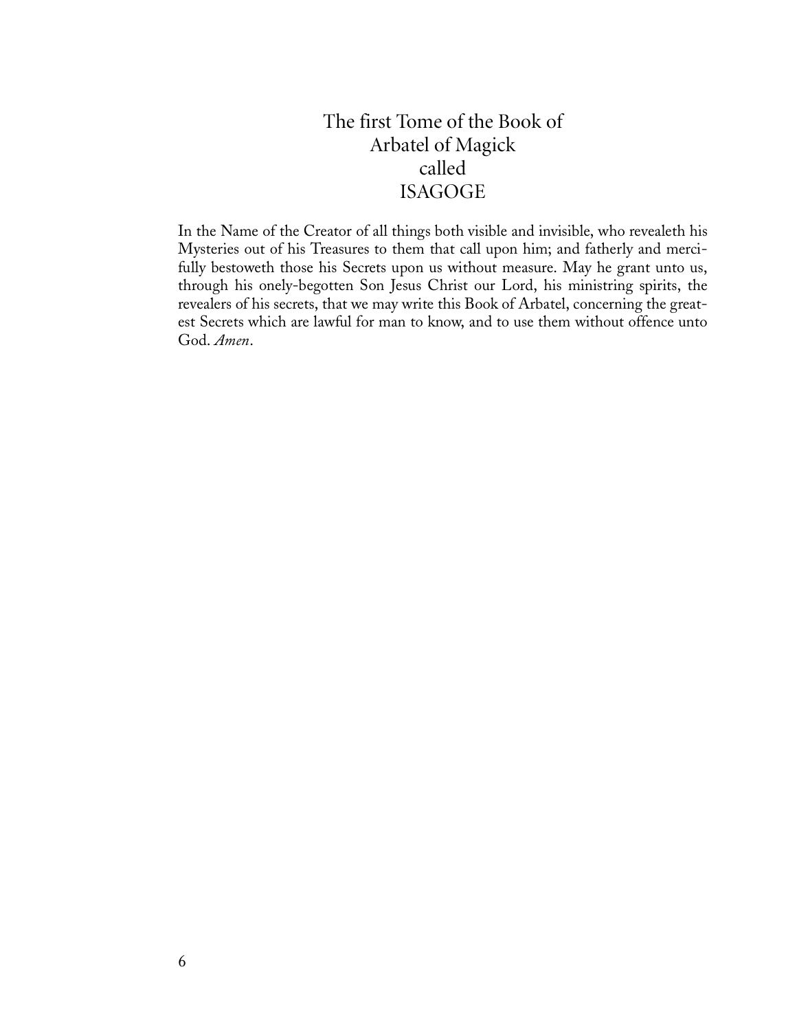# The first Tome of the Book of Arbatel of Magick called ISAGOGE

In the Name of the Creator of all things both visible and invisible, who revealeth his Mysteries out of his Treasures to them that call upon him; and fatherly and mercifully bestoweth those his Secrets upon us without measure. May he grant unto us, through his onely-begotten Son Jesus Christ our Lord, his ministring spirits, the revealers of his secrets, that we may write this Book of Arbatel, concerning the greatest Secrets which are lawful for man to know, and to use them without offence unto God. *Amen*.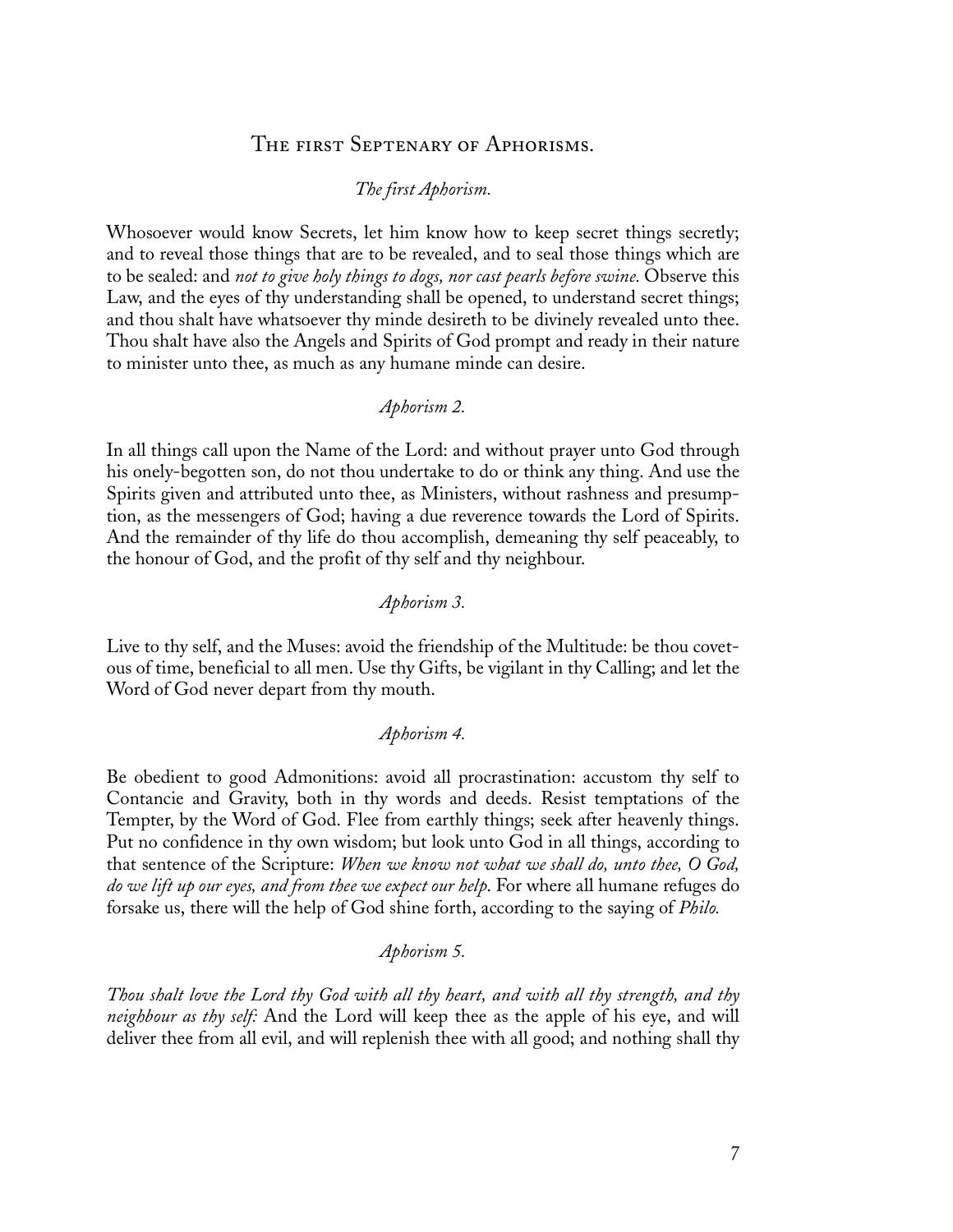## The first Septenary of Aphorisms.

### *The first Aphorism.*

Whosoever would know Secrets, let him know how to keep secret things secretly; and to reveal those things that are to be revealed, and to seal those things which are to be sealed: and *not to give holy things to dogs, nor cast pearls before swine.* Observe this Law, and the eyes of thy understanding shall be opened, to understand secret things; and thou shalt have whatsoever thy minde desireth to be divinely revealed unto thee. Thou shalt have also the Angels and Spirits of God prompt and ready in their nature to minister unto thee, as much as any humane minde can desire.

### *Aphorism 2.*

In all things call upon the Name of the Lord: and without prayer unto God through his onely-begotten son, do not thou undertake to do or think any thing. And use the Spirits given and attributed unto thee, as Ministers, without rashness and presumption, as the messengers of God; having a due reverence towards the Lord of Spirits. And the remainder of thy life do thou accomplish, demeaning thy self peaceably, to the honour of God, and the profit of thy self and thy neighbour.

### *Aphorism 3.*

Live to thy self, and the Muses: avoid the friendship of the Multitude: be thou covetous of time, beneficial to all men. Use thy Gifts, be vigilant in thy Calling; and let the Word of God never depart from thy mouth.

### *Aphorism 4.*

Be obedient to good Admonitions: avoid all procrastination: accustom thy self to Contancie and Gravity, both in thy words and deeds. Resist temptations of the Tempter, by the Word of God. Flee from earthly things; seek after heavenly things. Put no confidence in thy own wisdom; but look unto God in all things, according to that sentence of the Scripture: *When we know not what we shall do, unto thee, O God, do we lift up our eyes, and from thee we expect our help*. For where all humane refuges do forsake us, there will the help of God shine forth, according to the saying of *Philo.*

### *Aphorism 5.*

*Thou shalt love the Lord thy God with all thy heart, and with all thy strength, and thy neighbour as thy self:* And the Lord will keep thee as the apple of his eye, and will deliver thee from all evil, and will replenish thee with all good; and nothing shall thy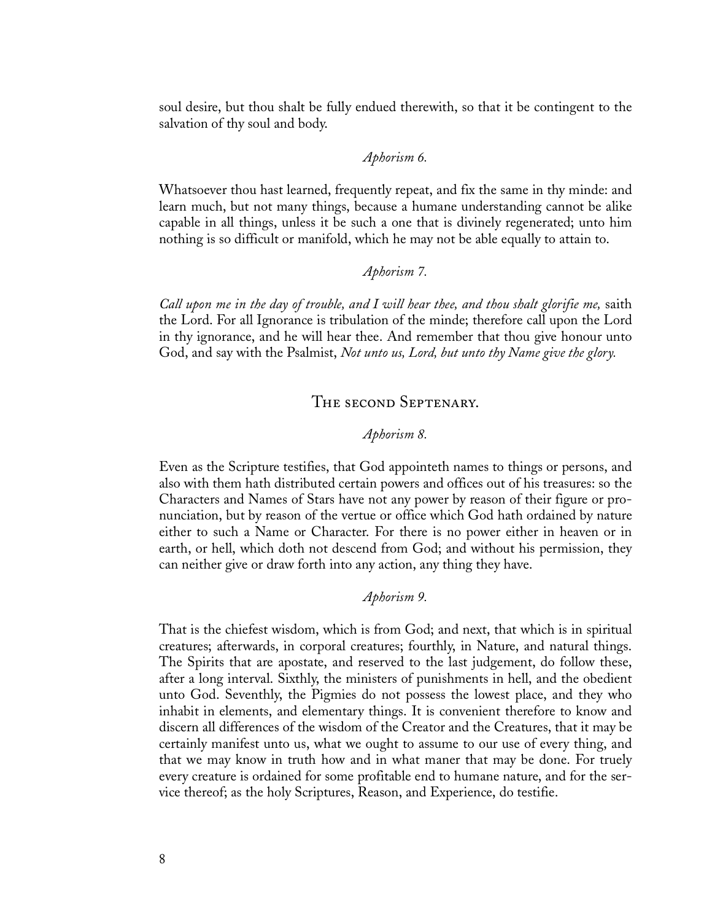soul desire, but thou shalt be fully endued therewith, so that it be contingent to the salvation of thy soul and body.

### *Aphorism 6.*

Whatsoever thou hast learned, frequently repeat, and fix the same in thy minde: and learn much, but not many things, because a humane understanding cannot be alike capable in all things, unless it be such a one that is divinely regenerated; unto him nothing is so difficult or manifold, which he may not be able equally to attain to.

### *Aphorism 7.*

*Call upon me in the day of trouble, and I will hear thee, and thou shalt glorifie me,* saith the Lord. For all Ignorance is tribulation of the minde; therefore call upon the Lord in thy ignorance, and he will hear thee. And remember that thou give honour unto God, and say with the Psalmist, *Not unto us, Lord, but unto thy Name give the glory.*

## The second Septenary.

### *Aphorism 8.*

Even as the Scripture testifies, that God appointeth names to things or persons, and also with them hath distributed certain powers and offices out of his treasures: so the Characters and Names of Stars have not any power by reason of their figure or pronunciation, but by reason of the vertue or office which God hath ordained by nature either to such a Name or Character. For there is no power either in heaven or in earth, or hell, which doth not descend from God; and without his permission, they can neither give or draw forth into any action, any thing they have.

### *Aphorism 9.*

That is the chiefest wisdom, which is from God; and next, that which is in spiritual creatures; afterwards, in corporal creatures; fourthly, in Nature, and natural things. The Spirits that are apostate, and reserved to the last judgement, do follow these, after a long interval. Sixthly, the ministers of punishments in hell, and the obedient unto God. Seventhly, the Pigmies do not possess the lowest place, and they who inhabit in elements, and elementary things. It is convenient therefore to know and discern all differences of the wisdom of the Creator and the Creatures, that it may be certainly manifest unto us, what we ought to assume to our use of every thing, and that we may know in truth how and in what maner that may be done. For truely every creature is ordained for some profitable end to humane nature, and for the service thereof; as the holy Scriptures, Reason, and Experience, do testifie.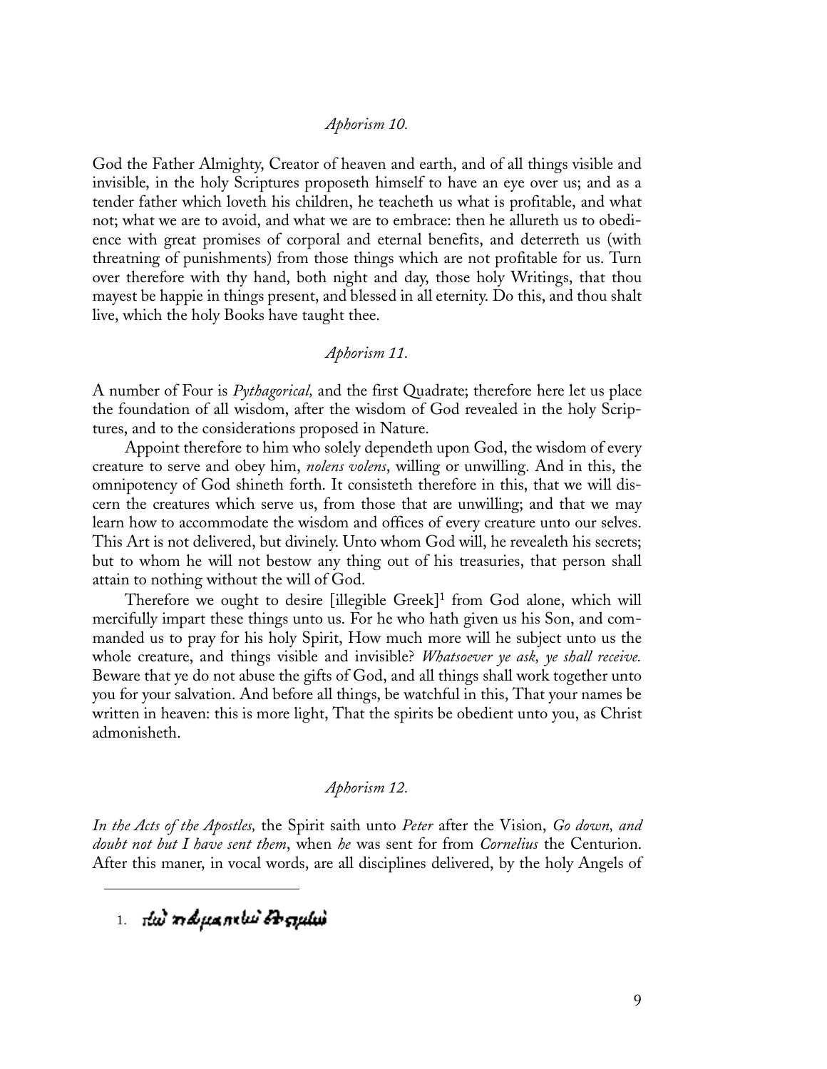*Aphorism 10.*

God the Father Almighty, Creator of heaven and earth, and of all things visible and invisible, in the holy Scriptures proposeth himself to have an eye over us; and as a tender father which loveth his children, he teacheth us what is profitable, and what not; what we are to avoid, and what we are to embrace: then he allureth us to obedience with great promises of corporal and eternal benefits, and deterreth us (with threatning of punishments) from those things which are not profitable for us. Turn over therefore with thy hand, both night and day, those holy Writings, that thou mayest be happie in things present, and blessed in all eternity. Do this, and thou shalt live, which the holy Books have taught thee.

*Aphorism 11.*

A number of Four is *Pythagorical,* and the first Quadrate; therefore here let us place the foundation of all wisdom, after the wisdom of God revealed in the holy Scriptures, and to the considerations proposed in Nature.

Appoint therefore to him who solely dependeth upon God, the wisdom of every creature to serve and obey him, *nolens volens*, willing or unwilling. And in this, the omnipotency of God shineth forth. It consisteth therefore in this, that we will discern the creatures which serve us, from those that are unwilling; and that we may learn how to accommodate the wisdom and offices of every creature unto our selves. This Art is not delivered, but divinely. Unto whom God will, he revealeth his secrets; but to whom he will not bestow any thing out of his treasuries, that person shall attain to nothing without the will of God.

Therefore we ought to desire [illegible Greek][1] from God alone, which will mercifully impart these things unto us. For he who hath given us his Son, and commanded us to pray for his holy Spirit, How much more will he subject unto us the whole creature, and things visible and invisible? *Whatsoever ye ask, ye shall receive.* Beware that ye do not abuse the gifts of God, and all things shall work together unto you for your salvation. And before all things, be watchful in this, That your names be written in heaven: this is more light, That the spirits be obedient unto you, as Christ admonisheth.

*Aphorism 12.*

*In the Acts of the Apostles,* the Spirit saith unto *Peter* after the Vision, *Go down, and doubt not but I have sent them*, when *he* was sent for from *Cornelius* the Centurion. After this maner, in vocal words, are all disciplines delivered, by the holy Angels of

---

1. τὴν πάραμαντικὴν ἐπιστήμην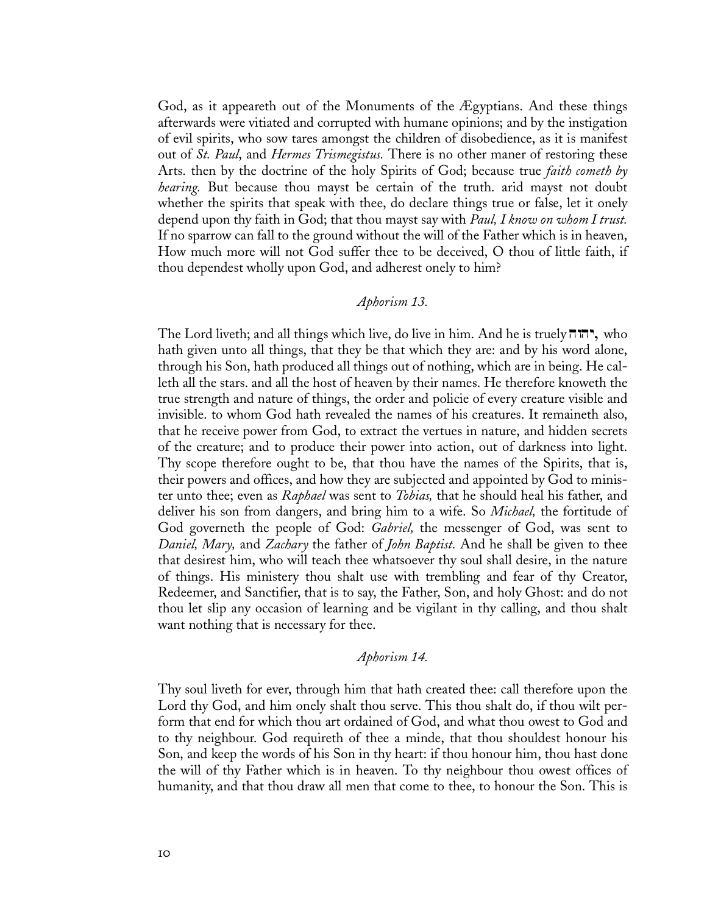God, as it appeareth out of the Monuments of the Ægyptians. And these things afterwards were vitiated and corrupted with humane opinions; and by the instigation of evil spirits, who sow tares amongst the children of disobedience, as it is manifest out of *St. Paul*, and *Hermes Trismegistus.* There is no other maner of restoring these Arts. then by the doctrine of the holy Spirits of God; because true *faith cometh by hearing.* But because thou mayst be certain of the truth. arid mayst not doubt whether the spirits that speak with thee, do declare things true or false, let it onely depend upon thy faith in God; that thou mayst say with *Paul, I know on whom I trust.* If no sparrow can fall to the ground without the will of the Father which is in heaven, How much more will not God suffer thee to be deceived, O thou of little faith, if thou dependest wholly upon God, and adherest onely to him?

### *Aphorism 13.*

The Lord liveth; and all things which live, do live in him. And he is truely יהוה, who hath given unto all things, that they be that which they are: and by his word alone, through his Son, hath produced all things out of nothing, which are in being. He calleth all the stars. and all the host of heaven by their names. He therefore knoweth the true strength and nature of things, the order and policie of every creature visible and invisible. to whom God hath revealed the names of his creatures. It remaineth also, that he receive power from God, to extract the vertues in nature, and hidden secrets of the creature; and to produce their power into action, out of darkness into light. Thy scope therefore ought to be, that thou have the names of the Spirits, that is, their powers and offices, and how they are subjected and appointed by God to minister unto thee; even as *Raphael* was sent to *Tobias,* that he should heal his father, and deliver his son from dangers, and bring him to a wife. So *Michael,* the fortitude of God governeth the people of God: *Gabriel,* the messenger of God, was sent to *Daniel, Mary,* and *Zachary* the father of *John Baptist.* And he shall be given to thee that desirest him, who will teach thee whatsoever thy soul shall desire, in the nature of things. His ministery thou shalt use with trembling and fear of thy Creator, Redeemer, and Sanctifier, that is to say, the Father, Son, and holy Ghost: and do not thou let slip any occasion of learning and be vigilant in thy calling, and thou shalt want nothing that is necessary for thee.

### *Aphorism 14.*

Thy soul liveth for ever, through him that hath created thee: call therefore upon the Lord thy God, and him onely shalt thou serve. This thou shalt do, if thou wilt perform that end for which thou art ordained of God, and what thou owest to God and to thy neighbour. God requireth of thee a minde, that thou shouldest honour his Son, and keep the words of his Son in thy heart: if thou honour him, thou hast done the will of thy Father which is in heaven. To thy neighbour thou owest offices of humanity, and that thou draw all men that come to thee, to honour the Son. This is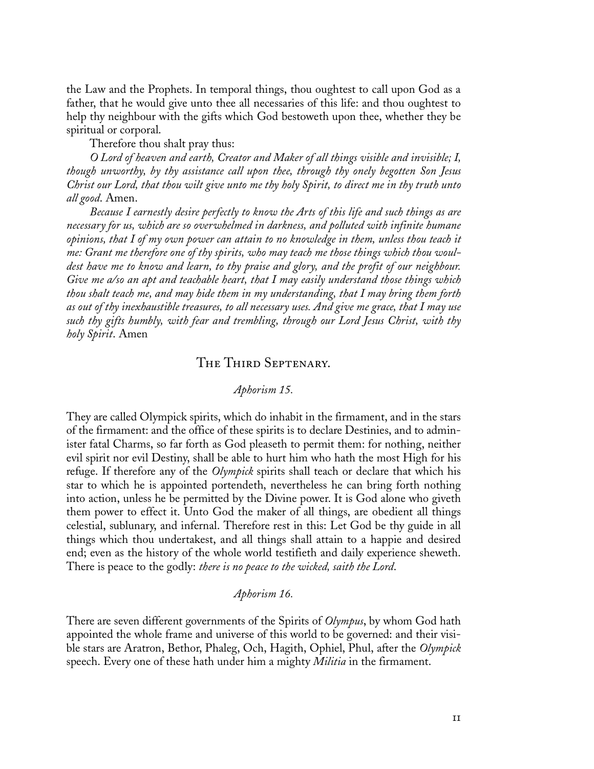the Law and the Prophets. In temporal things, thou oughtest to call upon God as a father, that he would give unto thee all necessaries of this life: and thou oughtest to help thy neighbour with the gifts which God bestoweth upon thee, whether they be spiritual or corporal.

Therefore thou shalt pray thus:

*O Lord of heaven and earth, Creator and Maker of all things visible and invisible; I, though unworthy, by thy assistance call upon thee, through thy onely begotten Son Jesus Christ our Lord, that thou wilt give unto me thy holy Spirit, to direct me in thy truth unto all good*. Amen.

*Because I earnestly desire perfectly to know the Arts of this life and such things as are necessary for us, which are so overwhelmed in darkness, and polluted with infinite humane opinions, that I of my own power can attain to no knowledge in them, unless thou teach it me: Grant me therefore one of thy spirits, who may teach me those things which thou wouldest have me to know and learn, to thy praise and glory, and the profit of our neighbour. Give me a/so an apt and teachable heart, that I may easily understand those things which thou shalt teach me, and may hide them in my understanding, that I may bring them forth as out of thy inexhaustible treasures, to all necessary uses. And give me grace, that I may use such thy gifts humbly, with fear and trembling, through our Lord Jesus Christ, with thy holy Spirit*. Amen

## The Third Septenary.

### *Aphorism 15.*

They are called Olympick spirits, which do inhabit in the firmament, and in the stars of the firmament: and the office of these spirits is to declare Destinies, and to administer fatal Charms, so far forth as God pleaseth to permit them: for nothing, neither evil spirit nor evil Destiny, shall be able to hurt him who hath the most High for his refuge. If therefore any of the *Olympick* spirits shall teach or declare that which his star to which he is appointed portendeth, nevertheless he can bring forth nothing into action, unless he be permitted by the Divine power. It is God alone who giveth them power to effect it. Unto God the maker of all things, are obedient all things celestial, sublunary, and infernal. Therefore rest in this: Let God be thy guide in all things which thou undertakest, and all things shall attain to a happie and desired end; even as the history of the whole world testifieth and daily experience sheweth. There is peace to the godly: *there is no peace to the wicked, saith the Lord*.

### *Aphorism 16.*

There are seven different governments of the Spirits of *Olympus*, by whom God hath appointed the whole frame and universe of this world to be governed: and their visible stars are Aratron, Bethor, Phaleg, Och, Hagith, Ophiel, Phul, after the *Olympick* speech. Every one of these hath under him a mighty *Militia* in the firmament.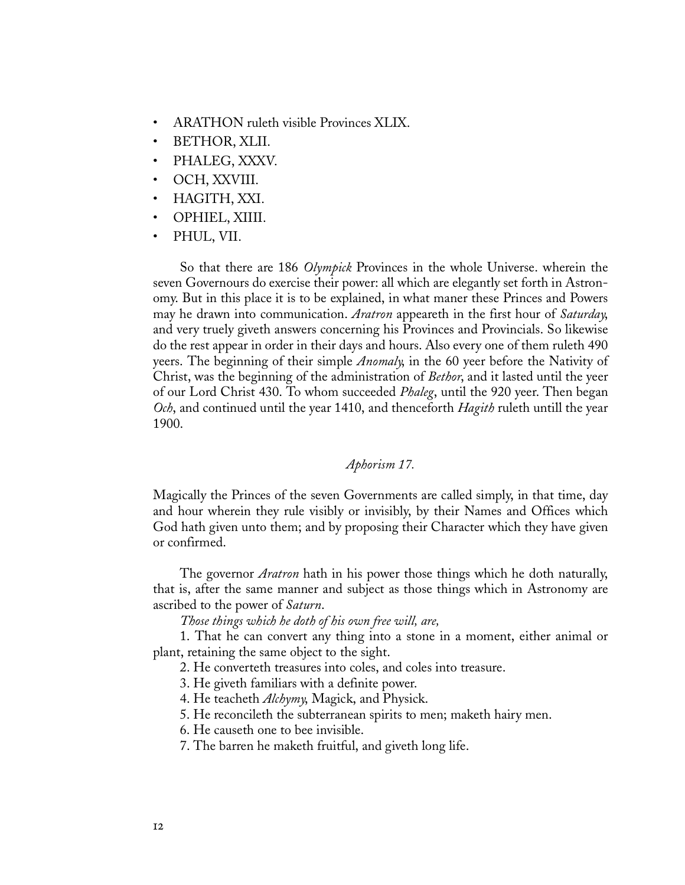- ARATHON ruleth visible Provinces XLIX.
- BETHOR, XLII.
- PHALEG, XXXV.
- OCH, XXVIII.
- HAGITH, XXI.
- OPHIEL, XIIII.
- PHUL, VII.

So that there are 186 *Olympick* Provinces in the whole Universe. wherein the seven Governours do exercise their power: all which are elegantly set forth in Astronomy. But in this place it is to be explained, in what maner these Princes and Powers may he drawn into communication. *Aratron* appeareth in the first hour of *Saturday*, and very truely giveth answers concerning his Provinces and Provincials. So likewise do the rest appear in order in their days and hours. Also every one of them ruleth 490 yeers. The beginning of their simple *Anomaly*, in the 60 yeer before the Nativity of Christ, was the beginning of the administration of *Bethor*, and it lasted until the yeer of our Lord Christ 430. To whom succeeded *Phaleg*, until the 920 yeer. Then began *Och*, and continued until the year 1410, and thenceforth *Hagith* ruleth untill the year 1900.

*Aphorism 17.*

Magically the Princes of the seven Governments are called simply, in that time, day and hour wherein they rule visibly or invisibly, by their Names and Offices which God hath given unto them; and by proposing their Character which they have given or confirmed.

The governor *Aratron* hath in his power those things which he doth naturally, that is, after the same manner and subject as those things which in Astronomy are ascribed to the power of *Saturn*.

*Those things which he doth of his own free will, are,*

1. That he can convert any thing into a stone in a moment, either animal or plant, retaining the same object to the sight.
2. He converteth treasures into coles, and coles into treasure.
3. He giveth familiars with a definite power.
4. He teacheth *Alchymy*, Magick, and Physick.
5. He reconcileth the subterranean spirits to men; maketh hairy men.
6. He causeth one to bee invisible.
7. The barren he maketh fruitful, and giveth long life.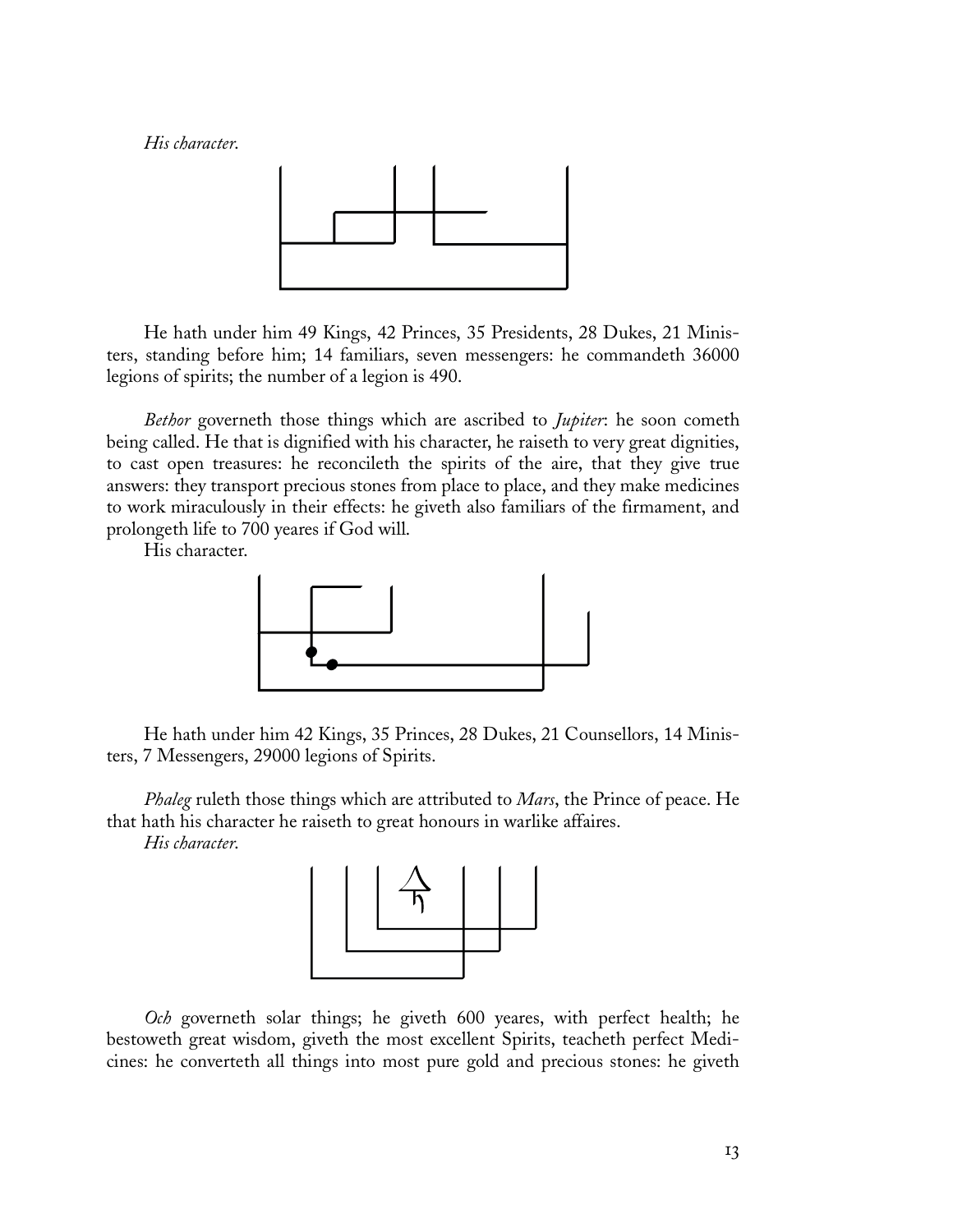*His character.*

He hath under him 49 Kings, 42 Princes, 35 Presidents, 28 Dukes, 21 Ministers, standing before him; 14 familiars, seven messengers: he commandeth 36000 legions of spirits; the number of a legion is 490.

*Bethor* governeth those things which are ascribed to *Jupiter*: he soon cometh being called. He that is dignified with his character, he raiseth to very great dignities, to cast open treasures: he reconcileth the spirits of the aire, that they give true answers: they transport precious stones from place to place, and they make medicines to work miraculously in their effects: he giveth also familiars of the firmament, and prolongeth life to 700 yeares if God will.

His character.

He hath under him 42 Kings, 35 Princes, 28 Dukes, 21 Counsellors, 14 Ministers, 7 Messengers, 29000 legions of Spirits.

*Phaleg* ruleth those things which are attributed to *Mars*, the Prince of peace. He that hath his character he raiseth to great honours in warlike affaires.

*His character.*

*Och* governeth solar things; he giveth 600 yeares, with perfect health; he bestoweth great wisdom, giveth the most excellent Spirits, teacheth perfect Medicines: he converteth all things into most pure gold and precious stones: he giveth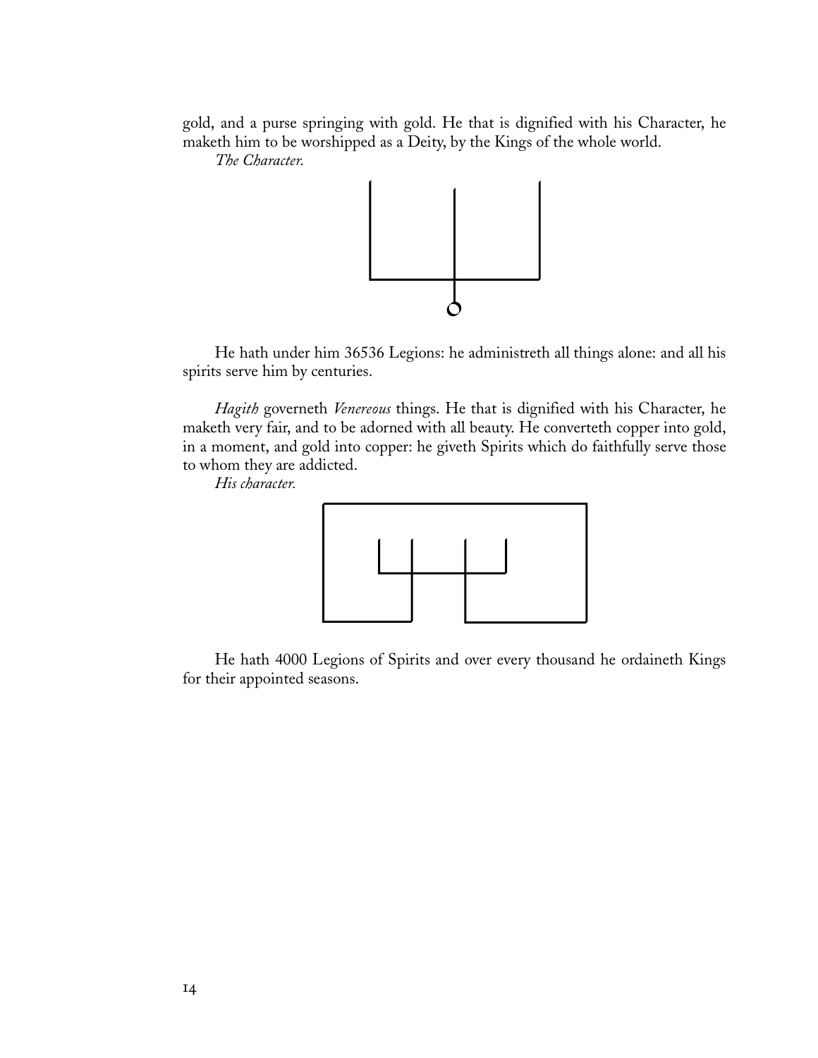gold, and a purse springing with gold. He that is dignified with his Character, he maketh him to be worshipped as a Deity, by the Kings of the whole world.

*The Character.*

He hath under him 36536 Legions: he administreth all things alone: and all his spirits serve him by centuries.

*Hagith* governeth *Venereous* things. He that is dignified with his Character, he maketh very fair, and to be adorned with all beauty. He converteth copper into gold, in a moment, and gold into copper: he giveth Spirits which do faithfully serve those to whom they are addicted.

*His character.*

He hath 4000 Legions of Spirits and over every thousand he ordaineth Kings for their appointed seasons.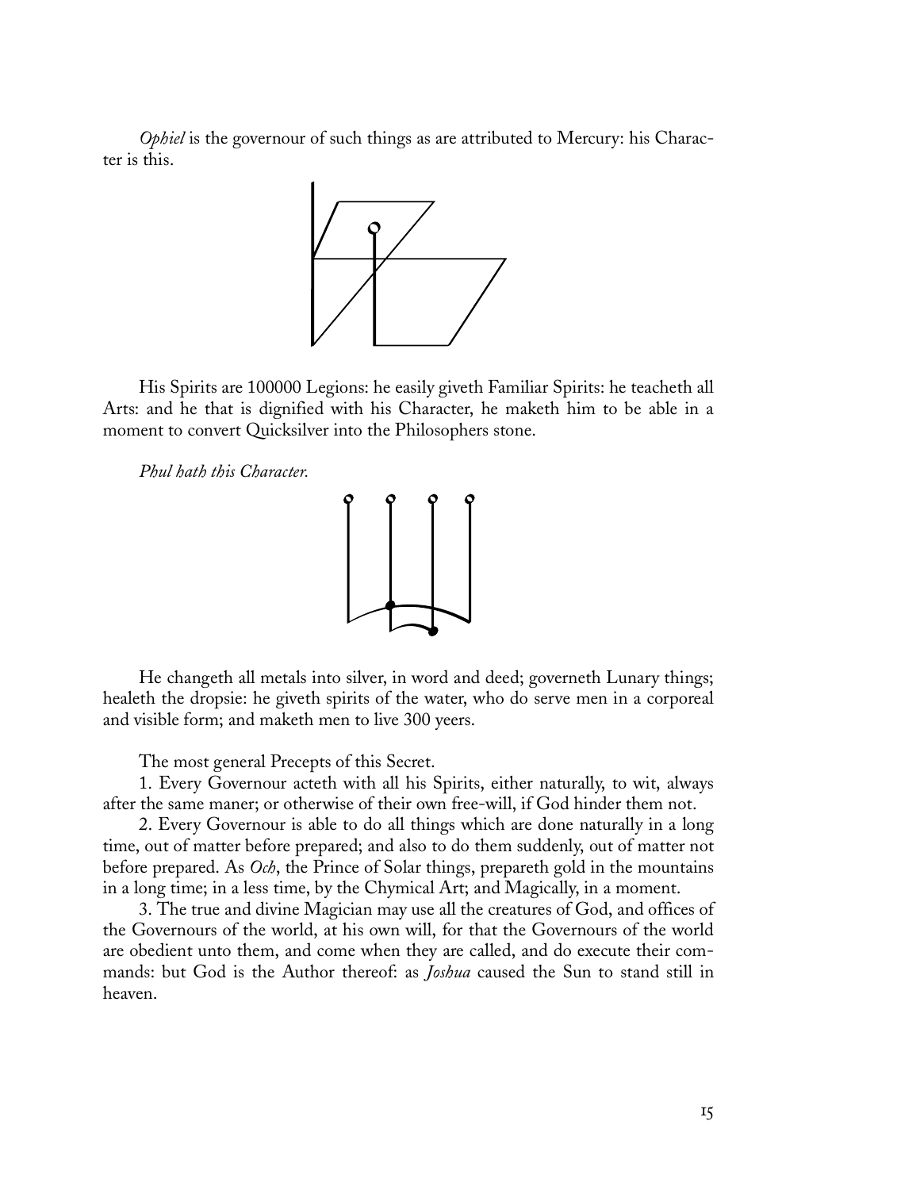*Ophiel* is the governour of such things as are attributed to Mercury: his Character is this.

His Spirits are 100000 Legions: he easily giveth Familiar Spirits: he teacheth all Arts: and he that is dignified with his Character, he maketh him to be able in a moment to convert Quicksilver into the Philosophers stone.

*Phul hath this Character.*

He changeth all metals into silver, in word and deed; governeth Lunary things; healeth the dropsie: he giveth spirits of the water, who do serve men in a corporeal and visible form; and maketh men to live 300 yeers.

The most general Precepts of this Secret.

1. Every Governour acteth with all his Spirits, either naturally, to wit, always after the same maner; or otherwise of their own free-will, if God hinder them not.

2. Every Governour is able to do all things which are done naturally in a long time, out of matter before prepared; and also to do them suddenly, out of matter not before prepared. As *Och*, the Prince of Solar things, prepareth gold in the mountains in a long time; in a less time, by the Chymical Art; and Magically, in a moment.

3. The true and divine Magician may use all the creatures of God, and offices of the Governours of the world, at his own will, for that the Governours of the world are obedient unto them, and come when they are called, and do execute their commands: but God is the Author thereof: as *Joshua* caused the Sun to stand still in heaven.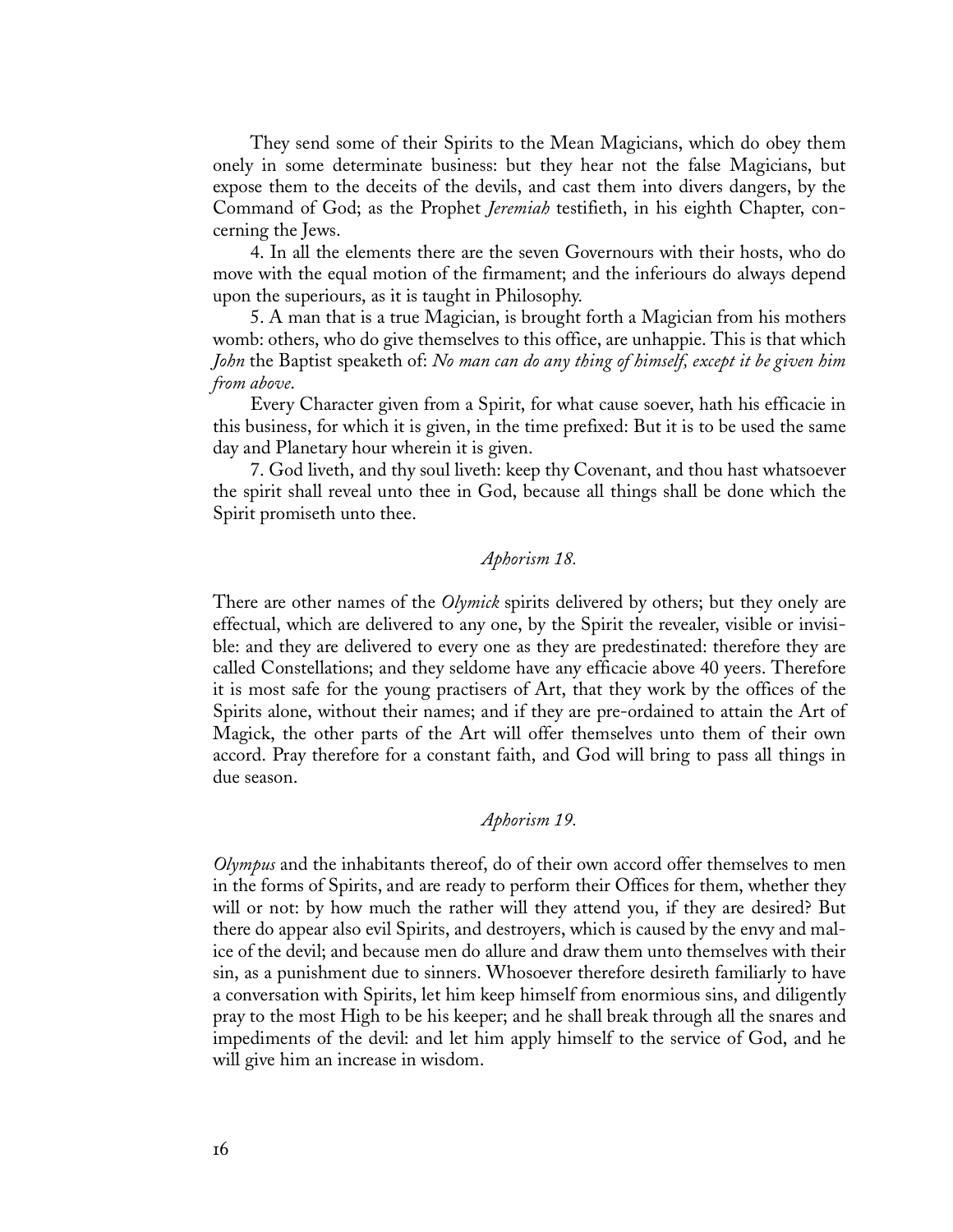They send some of their Spirits to the Mean Magicians, which do obey them onely in some determinate business: but they hear not the false Magicians, but expose them to the deceits of the devils, and cast them into divers dangers, by the Command of God; as the Prophet *Jeremiah* testifieth, in his eighth Chapter, concerning the Jews.

4. In all the elements there are the seven Governours with their hosts, who do move with the equal motion of the firmament; and the inferiours do always depend upon the superiours, as it is taught in Philosophy.

5. A man that is a true Magician, is brought forth a Magician from his mothers womb: others, who do give themselves to this office, are unhappie. This is that which *John* the Baptist speaketh of: *No man can do any thing of himself, except it be given him from above.*

Every Character given from a Spirit, for what cause soever, hath his efficacie in this business, for which it is given, in the time prefixed: But it is to be used the same day and Planetary hour wherein it is given.

7. God liveth, and thy soul liveth: keep thy Covenant, and thou hast whatsoever the spirit shall reveal unto thee in God, because all things shall be done which the Spirit promiseth unto thee.

### *Aphorism 18.*

There are other names of the *Olymick* spirits delivered by others; but they onely are effectual, which are delivered to any one, by the Spirit the revealer, visible or invisible: and they are delivered to every one as they are predestinated: therefore they are called Constellations; and they seldome have any efficacie above 40 yeers. Therefore it is most safe for the young practisers of Art, that they work by the offices of the Spirits alone, without their names; and if they are pre-ordained to attain the Art of Magick, the other parts of the Art will offer themselves unto them of their own accord. Pray therefore for a constant faith, and God will bring to pass all things in due season.

### *Aphorism 19.*

*Olympus* and the inhabitants thereof, do of their own accord offer themselves to men in the forms of Spirits, and are ready to perform their Offices for them, whether they will or not: by how much the rather will they attend you, if they are desired? But there do appear also evil Spirits, and destroyers, which is caused by the envy and malice of the devil; and because men do allure and draw them unto themselves with their sin, as a punishment due to sinners. Whosoever therefore desireth familiarly to have a conversation with Spirits, let him keep himself from enormious sins, and diligently pray to the most High to be his keeper; and he shall break through all the snares and impediments of the devil: and let him apply himself to the service of God, and he will give him an increase in wisdom.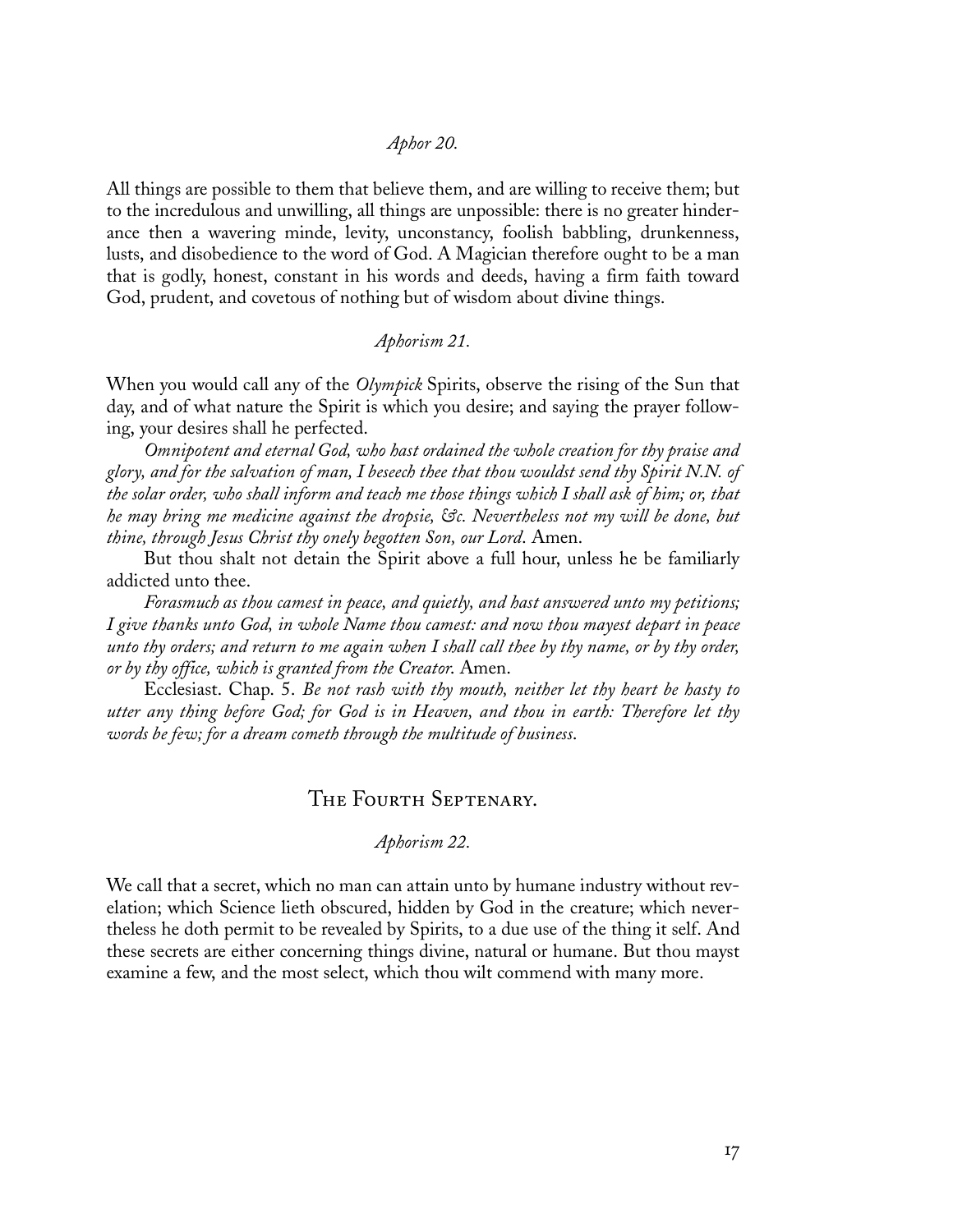*Aphor 20.*

All things are possible to them that believe them, and are willing to receive them; but to the incredulous and unwilling, all things are unpossible: there is no greater hinderance then a wavering minde, levity, unconstancy, foolish babbling, drunkenness, lusts, and disobedience to the word of God. A Magician therefore ought to be a man that is godly, honest, constant in his words and deeds, having a firm faith toward God, prudent, and covetous of nothing but of wisdom about divine things.

*Aphorism 21.*

When you would call any of the *Olympick* Spirits, observe the rising of the Sun that day, and of what nature the Spirit is which you desire; and saying the prayer following, your desires shall he perfected.

*Omnipotent and eternal God, who hast ordained the whole creation for thy praise and glory, and for the salvation of man, I beseech thee that thou wouldst send thy Spirit N.N. of the solar order, who shall inform and teach me those things which I shall ask of him; or, that he may bring me medicine against the dropsie, &c. Nevertheless not my will be done, but thine, through Jesus Christ thy onely begotten Son, our Lord.* Amen.

But thou shalt not detain the Spirit above a full hour, unless he be familiarly addicted unto thee.

*Forasmuch as thou camest in peace, and quietly, and hast answered unto my petitions; I give thanks unto God, in whole Name thou camest: and now thou mayest depart in peace unto thy orders; and return to me again when I shall call thee by thy name, or by thy order, or by thy office, which is granted from the Creator.* Amen.

Ecclesiast. Chap. 5. *Be not rash with thy mouth, neither let thy heart be hasty to utter any thing before God; for God is in Heaven, and thou in earth: Therefore let thy words be few; for a dream cometh through the multitude of business.*

## The Fourth Septenary.

*Aphorism 22.*

We call that a secret, which no man can attain unto by humane industry without revelation; which Science lieth obscured, hidden by God in the creature; which nevertheless he doth permit to be revealed by Spirits, to a due use of the thing it self. And these secrets are either concerning things divine, natural or humane. But thou mayst examine a few, and the most select, which thou wilt commend with many more.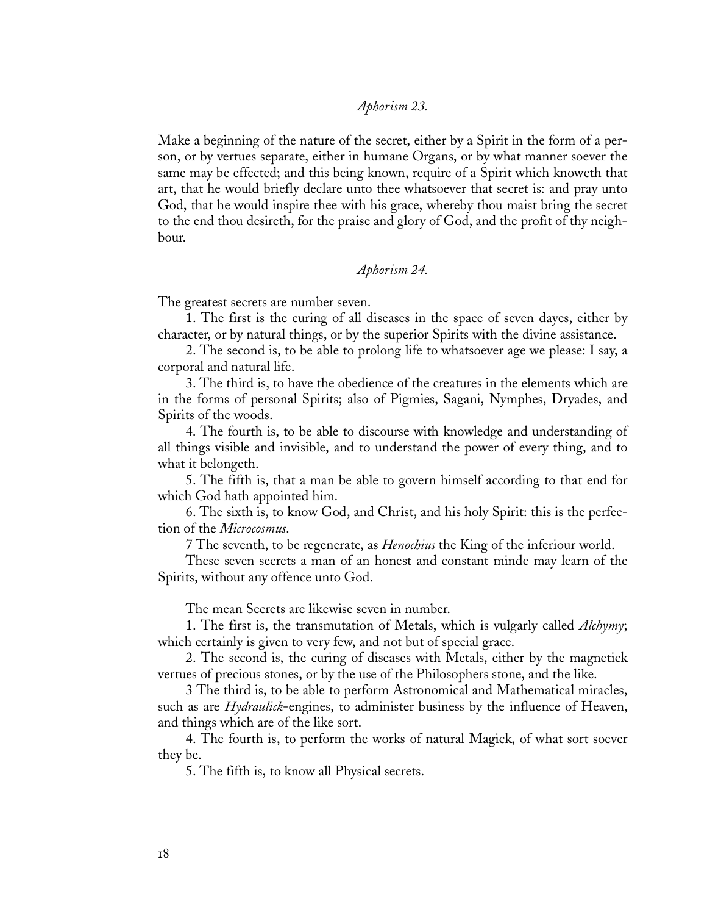*Aphorism 23.*

Make a beginning of the nature of the secret, either by a Spirit in the form of a person, or by vertues separate, either in humane Organs, or by what manner soever the same may be effected; and this being known, require of a Spirit which knoweth that art, that he would briefly declare unto thee whatsoever that secret is: and pray unto God, that he would inspire thee with his grace, whereby thou maist bring the secret to the end thou desireth, for the praise and glory of God, and the profit of thy neighbour.

*Aphorism 24.*

The greatest secrets are number seven.

1. The first is the curing of all diseases in the space of seven dayes, either by character, or by natural things, or by the superior Spirits with the divine assistance.

2. The second is, to be able to prolong life to whatsoever age we please: I say, a corporal and natural life.

3. The third is, to have the obedience of the creatures in the elements which are in the forms of personal Spirits; also of Pigmies, Sagani, Nymphes, Dryades, and Spirits of the woods.

4. The fourth is, to be able to discourse with knowledge and understanding of all things visible and invisible, and to understand the power of every thing, and to what it belongeth.

5. The fifth is, that a man be able to govern himself according to that end for which God hath appointed him.

6. The sixth is, to know God, and Christ, and his holy Spirit: this is the perfection of the *Microcosmus*.

7 The seventh, to be regenerate, as *Henochius* the King of the inferiour world.

These seven secrets a man of an honest and constant minde may learn of the Spirits, without any offence unto God.

The mean Secrets are likewise seven in number.

1. The first is, the transmutation of Metals, which is vulgarly called *Alchymy*; which certainly is given to very few, and not but of special grace.

2. The second is, the curing of diseases with Metals, either by the magnetick vertues of precious stones, or by the use of the Philosophers stone, and the like.

3 The third is, to be able to perform Astronomical and Mathematical miracles, such as are *Hydraulick*-engines, to administer business by the influence of Heaven, and things which are of the like sort.

4. The fourth is, to perform the works of natural Magick, of what sort soever they be.

5. The fifth is, to know all Physical secrets.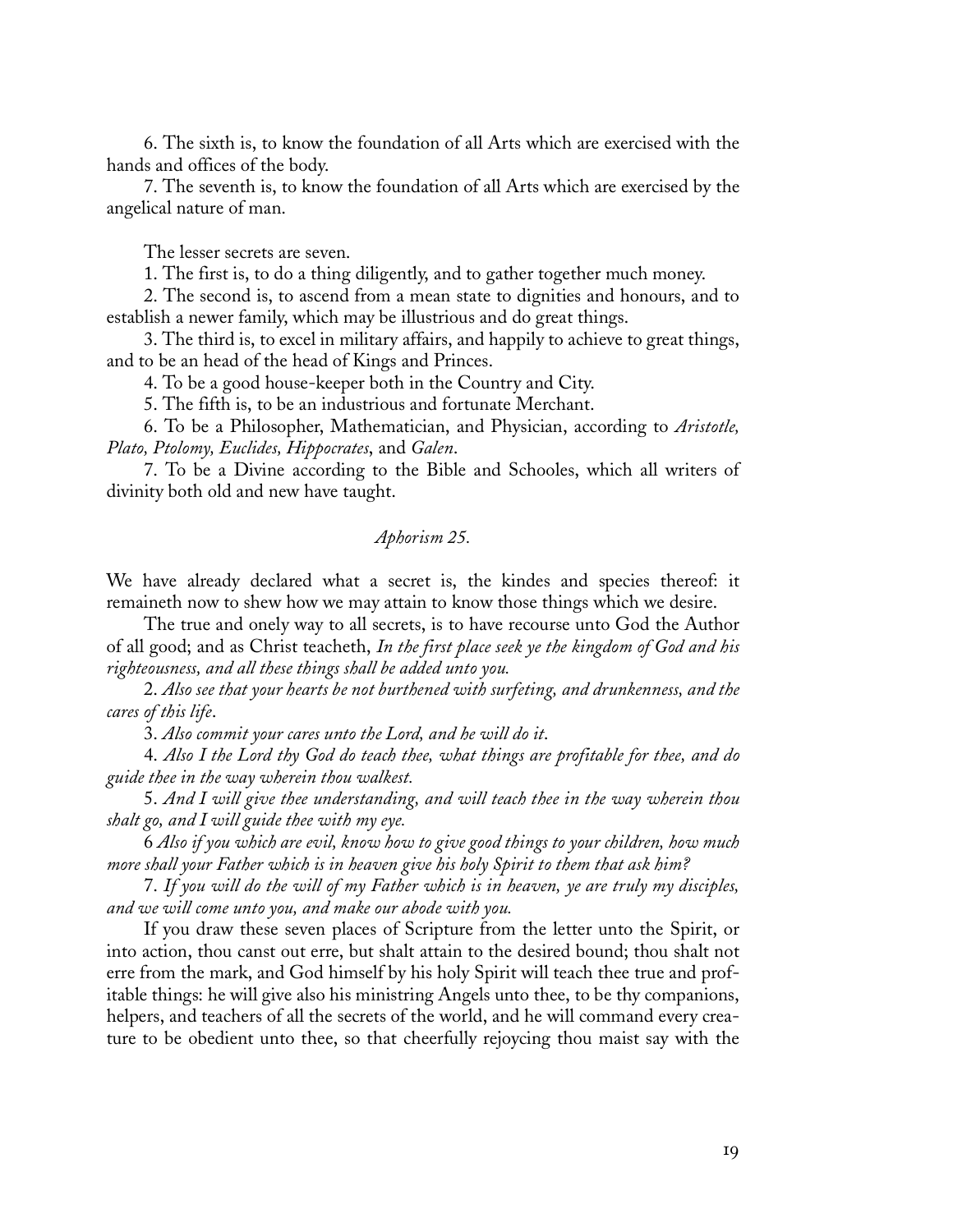6. The sixth is, to know the foundation of all Arts which are exercised with the hands and offices of the body.

7. The seventh is, to know the foundation of all Arts which are exercised by the angelical nature of man.

The lesser secrets are seven.

1. The first is, to do a thing diligently, and to gather together much money.

2. The second is, to ascend from a mean state to dignities and honours, and to establish a newer family, which may be illustrious and do great things.

3. The third is, to excel in military affairs, and happily to achieve to great things, and to be an head of the head of Kings and Princes.

4. To be a good house-keeper both in the Country and City.

5. The fifth is, to be an industrious and fortunate Merchant.

6. To be a Philosopher, Mathematician, and Physician, according to *Aristotle, Plato, Ptolomy, Euclides, Hippocrates*, and *Galen*.

7. To be a Divine according to the Bible and Schooles, which all writers of divinity both old and new have taught.

### *Aphorism 25.*

We have already declared what a secret is, the kindes and species thereof: it remaineth now to shew how we may attain to know those things which we desire.

The true and onely way to all secrets, is to have recourse unto God the Author of all good; and as Christ teacheth, *In the first place seek ye the kingdom of God and his righteousness, and all these things shall be added unto you.*

2. *Also see that your hearts be not burthened with surfeting, and drunkenness, and the cares of this life*.

3. *Also commit your cares unto the Lord, and he will do it*.

4. *Also I the Lord thy God do teach thee, what things are profitable for thee, and do guide thee in the way wherein thou walkest.*

5. *And I will give thee understanding, and will teach thee in the way wherein thou shalt go, and I will guide thee with my eye.*

6 *Also if you which are evil, know how to give good things to your children, how much more shall your Father which is in heaven give his holy Spirit to them that ask him?*

7. *If you will do the will of my Father which is in heaven, ye are truly my disciples, and we will come unto you, and make our abode with you.*

If you draw these seven places of Scripture from the letter unto the Spirit, or into action, thou canst out erre, but shalt attain to the desired bound; thou shalt not erre from the mark, and God himself by his holy Spirit will teach thee true and profitable things: he will give also his ministring Angels unto thee, to be thy companions, helpers, and teachers of all the secrets of the world, and he will command every creature to be obedient unto thee, so that cheerfully rejoycing thou maist say with the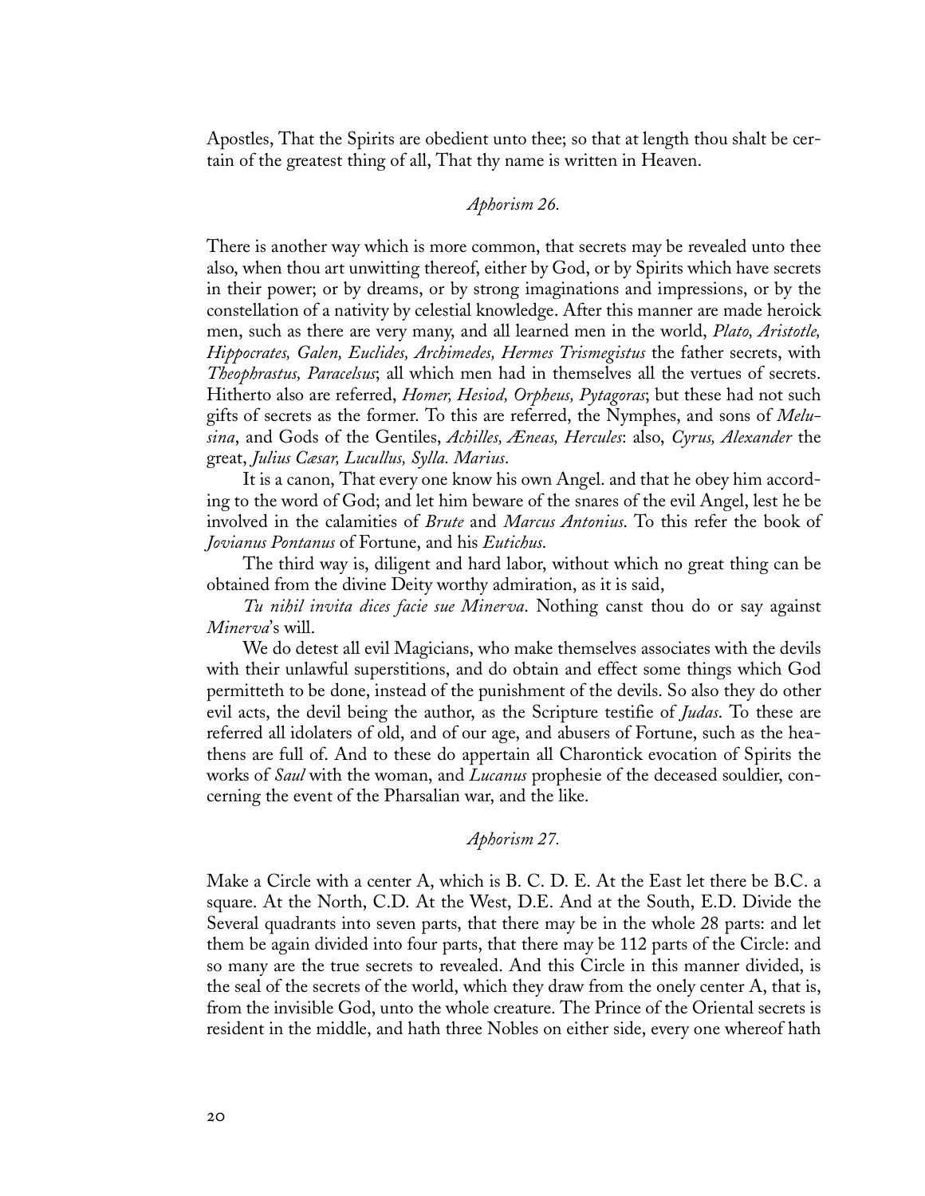Apostles, That the Spirits are obedient unto thee; so that at length thou shalt be certain of the greatest thing of all, That thy name is written in Heaven.

*Aphorism 26.*

There is another way which is more common, that secrets may be revealed unto thee also, when thou art unwitting thereof, either by God, or by Spirits which have secrets in their power; or by dreams, or by strong imaginations and impressions, or by the constellation of a nativity by celestial knowledge. After this manner are made heroick men, such as there are very many, and all learned men in the world, *Plato, Aristotle, Hippocrates, Galen, Euclides, Archimedes, Hermes Trismegistus* the father secrets, with *Theophrastus, Paracelsus*; all which men had in themselves all the vertues of secrets. Hitherto also are referred, *Homer, Hesiod, Orpheus, Pytagoras*; but these had not such gifts of secrets as the former. To this are referred, the Nymphes, and sons of *Melusina*, and Gods of the Gentiles, *Achilles, Æneas, Hercules*: also, *Cyrus, Alexander* the great, *Julius Cæsar, Lucullus, Sylla. Marius*.

It is a canon, That every one know his own Angel. and that he obey him according to the word of God; and let him beware of the snares of the evil Angel, lest he be involved in the calamities of *Brute* and *Marcus Antonius*. To this refer the book of *Jovianus Pontanus* of Fortune, and his *Eutichus*.

The third way is, diligent and hard labor, without which no great thing can be obtained from the divine Deity worthy admiration, as it is said,

*Tu nihil invita dices facie sue Minerva*. Nothing canst thou do or say against *Minerva*'s will.

We do detest all evil Magicians, who make themselves associates with the devils with their unlawful superstitions, and do obtain and effect some things which God permitteth to be done, instead of the punishment of the devils. So also they do other evil acts, the devil being the author, as the Scripture testifie of *Judas*. To these are referred all idolaters of old, and of our age, and abusers of Fortune, such as the heathens are full of. And to these do appertain all Charontick evocation of Spirits the works of *Saul* with the woman, and *Lucanus* prophesie of the deceased souldier, concerning the event of the Pharsalian war, and the like.

*Aphorism 27.*

Make a Circle with a center A, which is B. C. D. E. At the East let there be B.C. a square. At the North, C.D. At the West, D.E. And at the South, E.D. Divide the Several quadrants into seven parts, that there may be in the whole 28 parts: and let them be again divided into four parts, that there may be 112 parts of the Circle: and so many are the true secrets to revealed. And this Circle in this manner divided, is the seal of the secrets of the world, which they draw from the onely center A, that is, from the invisible God, unto the whole creature. The Prince of the Oriental secrets is resident in the middle, and hath three Nobles on either side, every one whereof hath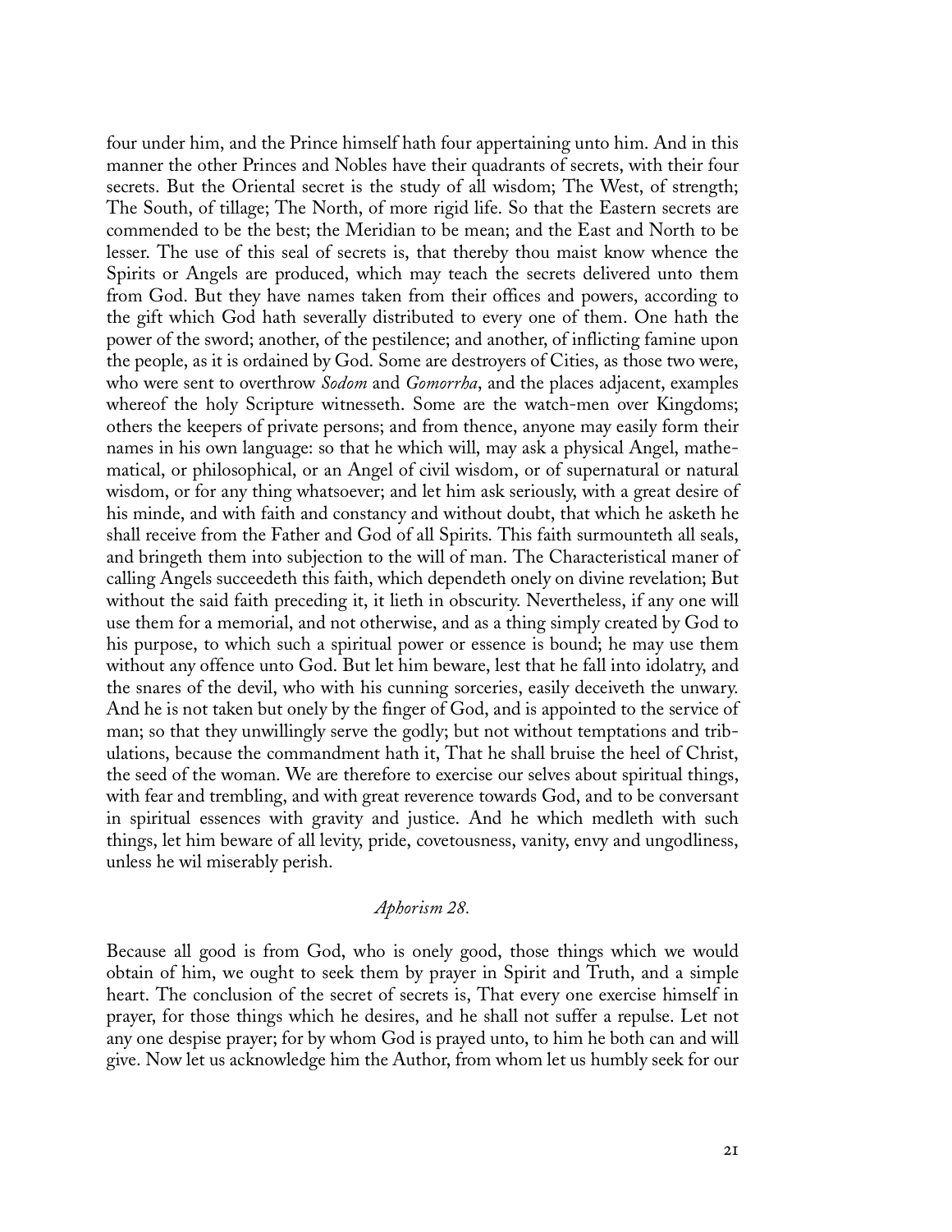four under him, and the Prince himself hath four appertaining unto him. And in this manner the other Princes and Nobles have their quadrants of secrets, with their four secrets. But the Oriental secret is the study of all wisdom; The West, of strength; The South, of tillage; The North, of more rigid life. So that the Eastern secrets are commended to be the best; the Meridian to be mean; and the East and North to be lesser. The use of this seal of secrets is, that thereby thou maist know whence the Spirits or Angels are produced, which may teach the secrets delivered unto them from God. But they have names taken from their offices and powers, according to the gift which God hath severally distributed to every one of them. One hath the power of the sword; another, of the pestilence; and another, of inflicting famine upon the people, as it is ordained by God. Some are destroyers of Cities, as those two were, who were sent to overthrow *Sodom* and *Gomorrha*, and the places adjacent, examples whereof the holy Scripture witnesseth. Some are the watch-men over Kingdoms; others the keepers of private persons; and from thence, anyone may easily form their names in his own language: so that he which will, may ask a physical Angel, mathematical, or philosophical, or an Angel of civil wisdom, or of supernatural or natural wisdom, or for any thing whatsoever; and let him ask seriously, with a great desire of his minde, and with faith and constancy and without doubt, that which he asketh he shall receive from the Father and God of all Spirits. This faith surmounteth all seals, and bringeth them into subjection to the will of man. The Characteristical maner of calling Angels succeedeth this faith, which dependeth onely on divine revelation; But without the said faith preceding it, it lieth in obscurity. Nevertheless, if any one will use them for a memorial, and not otherwise, and as a thing simply created by God to his purpose, to which such a spiritual power or essence is bound; he may use them without any offence unto God. But let him beware, lest that he fall into idolatry, and the snares of the devil, who with his cunning sorceries, easily deceiveth the unwary. And he is not taken but onely by the finger of God, and is appointed to the service of man; so that they unwillingly serve the godly; but not without temptations and tribulations, because the commandment hath it, That he shall bruise the heel of Christ, the seed of the woman. We are therefore to exercise our selves about spiritual things, with fear and trembling, and with great reverence towards God, and to be conversant in spiritual essences with gravity and justice. And he which medleth with such things, let him beware of all levity, pride, covetousness, vanity, envy and ungodliness, unless he wil miserably perish.

### *Aphorism 28.*

Because all good is from God, who is onely good, those things which we would obtain of him, we ought to seek them by prayer in Spirit and Truth, and a simple heart. The conclusion of the secret of secrets is, That every one exercise himself in prayer, for those things which he desires, and he shall not suffer a repulse. Let not any one despise prayer; for by whom God is prayed unto, to him he both can and will give. Now let us acknowledge him the Author, from whom let us humbly seek for our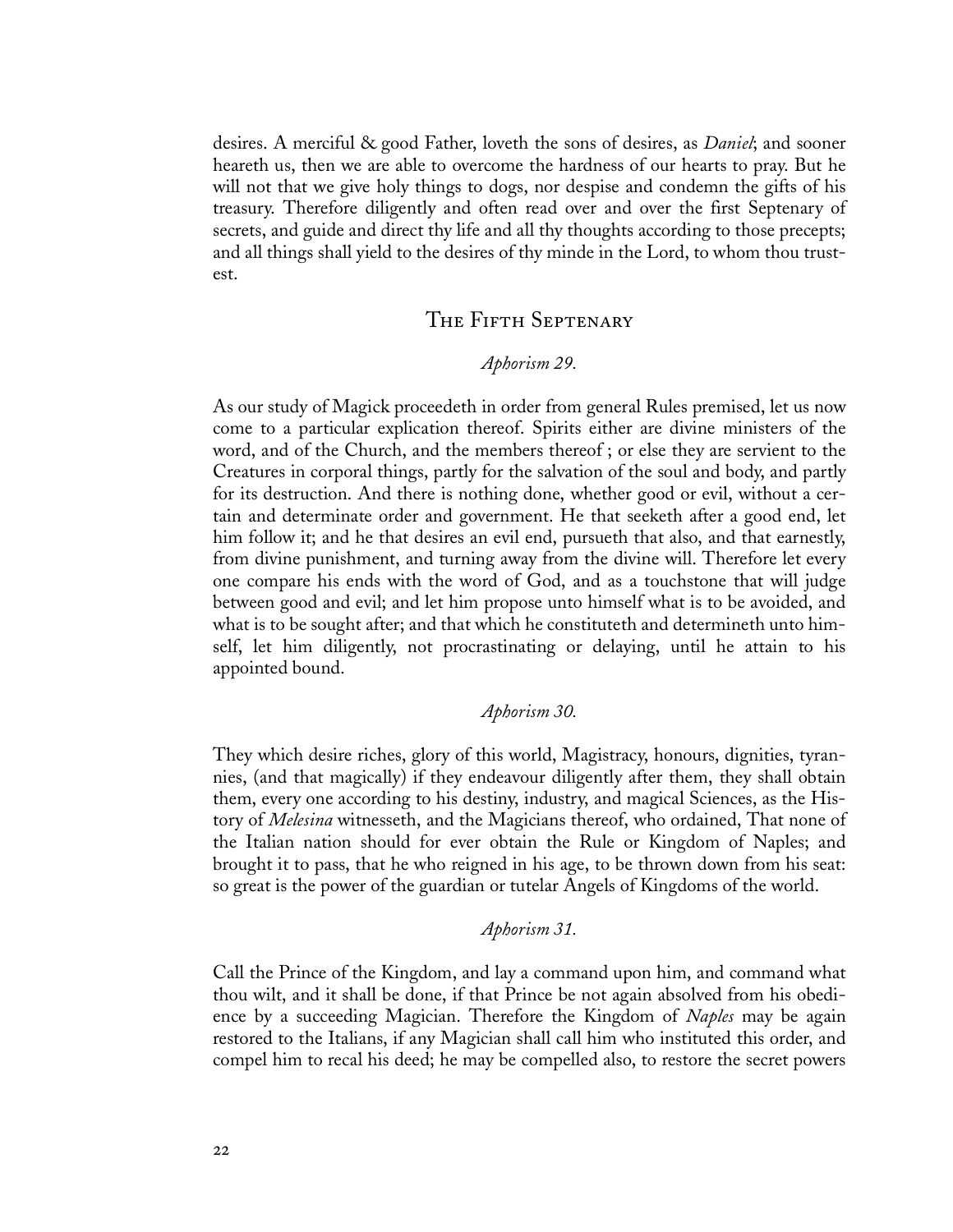desires. A merciful & good Father, loveth the sons of desires, as *Daniel*; and sooner heareth us, then we are able to overcome the hardness of our hearts to pray. But he will not that we give holy things to dogs, nor despise and condemn the gifts of his treasury. Therefore diligently and often read over and over the first Septenary of secrets, and guide and direct thy life and all thy thoughts according to those precepts; and all things shall yield to the desires of thy minde in the Lord, to whom thou trustest.

## The Fifth Septenary

*Aphorism 29.*

As our study of Magick proceedeth in order from general Rules premised, let us now come to a particular explication thereof. Spirits either are divine ministers of the word, and of the Church, and the members thereof ; or else they are servient to the Creatures in corporal things, partly for the salvation of the soul and body, and partly for its destruction. And there is nothing done, whether good or evil, without a certain and determinate order and government. He that seeketh after a good end, let him follow it; and he that desires an evil end, pursueth that also, and that earnestly, from divine punishment, and turning away from the divine will. Therefore let every one compare his ends with the word of God, and as a touchstone that will judge between good and evil; and let him propose unto himself what is to be avoided, and what is to be sought after; and that which he constituteth and determineth unto himself, let him diligently, not procrastinating or delaying, until he attain to his appointed bound.

*Aphorism 30.*

They which desire riches, glory of this world, Magistracy, honours, dignities, tyrannies, (and that magically) if they endeavour diligently after them, they shall obtain them, every one according to his destiny, industry, and magical Sciences, as the History of *Melesina* witnesseth, and the Magicians thereof, who ordained, That none of the Italian nation should for ever obtain the Rule or Kingdom of Naples; and brought it to pass, that he who reigned in his age, to be thrown down from his seat: so great is the power of the guardian or tutelar Angels of Kingdoms of the world.

*Aphorism 31.*

Call the Prince of the Kingdom, and lay a command upon him, and command what thou wilt, and it shall be done, if that Prince be not again absolved from his obedience by a succeeding Magician. Therefore the Kingdom of *Naples* may be again restored to the Italians, if any Magician shall call him who instituted this order, and compel him to recal his deed; he may be compelled also, to restore the secret powers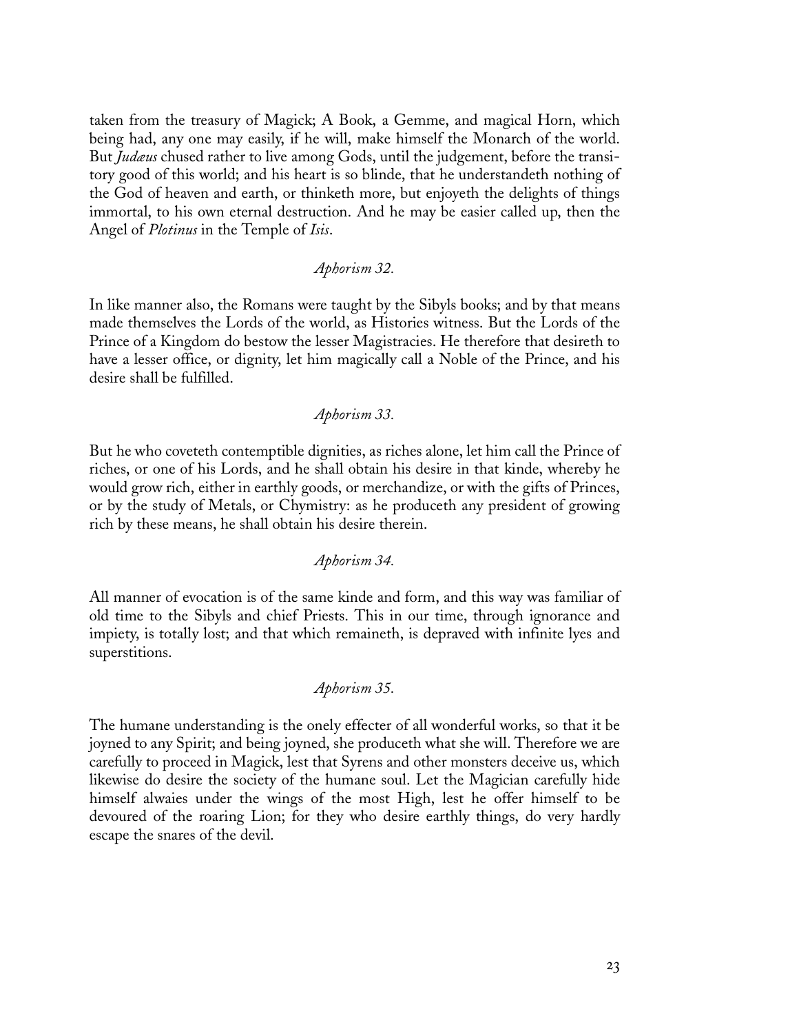taken from the treasury of Magick; A Book, a Gemme, and magical Horn, which being had, any one may easily, if he will, make himself the Monarch of the world. But *Judæus* chused rather to live among Gods, until the judgement, before the transitory good of this world; and his heart is so blinde, that he understandeth nothing of the God of heaven and earth, or thinketh more, but enjoyeth the delights of things immortal, to his own eternal destruction. And he may be easier called up, then the Angel of *Plotinus* in the Temple of *Isis*.

*Aphorism 32.*

In like manner also, the Romans were taught by the Sibyls books; and by that means made themselves the Lords of the world, as Histories witness. But the Lords of the Prince of a Kingdom do bestow the lesser Magistracies. He therefore that desireth to have a lesser office, or dignity, let him magically call a Noble of the Prince, and his desire shall be fulfilled.

*Aphorism 33.*

But he who coveteth contemptible dignities, as riches alone, let him call the Prince of riches, or one of his Lords, and he shall obtain his desire in that kinde, whereby he would grow rich, either in earthly goods, or merchandize, or with the gifts of Princes, or by the study of Metals, or Chymistry: as he produceth any president of growing rich by these means, he shall obtain his desire therein.

*Aphorism 34.*

All manner of evocation is of the same kinde and form, and this way was familiar of old time to the Sibyls and chief Priests. This in our time, through ignorance and impiety, is totally lost; and that which remaineth, is depraved with infinite lyes and superstitions.

*Aphorism 35.*

The humane understanding is the onely effecter of all wonderful works, so that it be joyned to any Spirit; and being joyned, she produceth what she will. Therefore we are carefully to proceed in Magick, lest that Syrens and other monsters deceive us, which likewise do desire the society of the humane soul. Let the Magician carefully hide himself alwaies under the wings of the most High, lest he offer himself to be devoured of the roaring Lion; for they who desire earthly things, do very hardly escape the snares of the devil.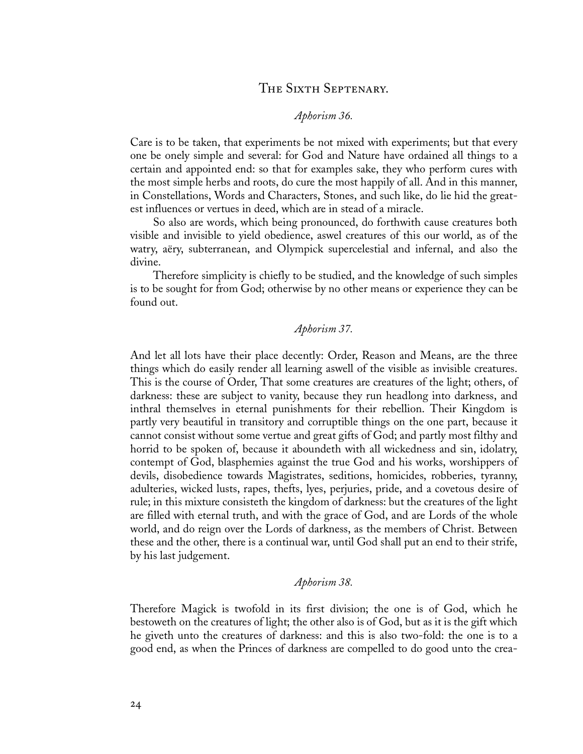## The Sixth Septenary.

### *Aphorism 36.*

Care is to be taken, that experiments be not mixed with experiments; but that every one be onely simple and several: for God and Nature have ordained all things to a certain and appointed end: so that for examples sake, they who perform cures with the most simple herbs and roots, do cure the most happily of all. And in this manner, in Constellations, Words and Characters, Stones, and such like, do lie hid the greatest influences or vertues in deed, which are in stead of a miracle.

So also are words, which being pronounced, do forthwith cause creatures both visible and invisible to yield obedience, aswel creatures of this our world, as of the watry, aëry, subterranean, and Olympick supercelestial and infernal, and also the divine.

Therefore simplicity is chiefly to be studied, and the knowledge of such simples is to be sought for from God; otherwise by no other means or experience they can be found out.

### *Aphorism 37.*

And let all lots have their place decently: Order, Reason and Means, are the three things which do easily render all learning aswell of the visible as invisible creatures. This is the course of Order, That some creatures are creatures of the light; others, of darkness: these are subject to vanity, because they run headlong into darkness, and inthral themselves in eternal punishments for their rebellion. Their Kingdom is partly very beautiful in transitory and corruptible things on the one part, because it cannot consist without some vertue and great gifts of God; and partly most filthy and horrid to be spoken of, because it aboundeth with all wickedness and sin, idolatry, contempt of God, blasphemies against the true God and his works, worshippers of devils, disobedience towards Magistrates, seditions, homicides, robberies, tyranny, adulteries, wicked lusts, rapes, thefts, lyes, perjuries, pride, and a covetous desire of rule; in this mixture consisteth the kingdom of darkness: but the creatures of the light are filled with eternal truth, and with the grace of God, and are Lords of the whole world, and do reign over the Lords of darkness, as the members of Christ. Between these and the other, there is a continual war, until God shall put an end to their strife, by his last judgement.

### *Aphorism 38.*

Therefore Magick is twofold in its first division; the one is of God, which he bestoweth on the creatures of light; the other also is of God, but as it is the gift which he giveth unto the creatures of darkness: and this is also two-fold: the one is to a good end, as when the Princes of darkness are compelled to do good unto the crea-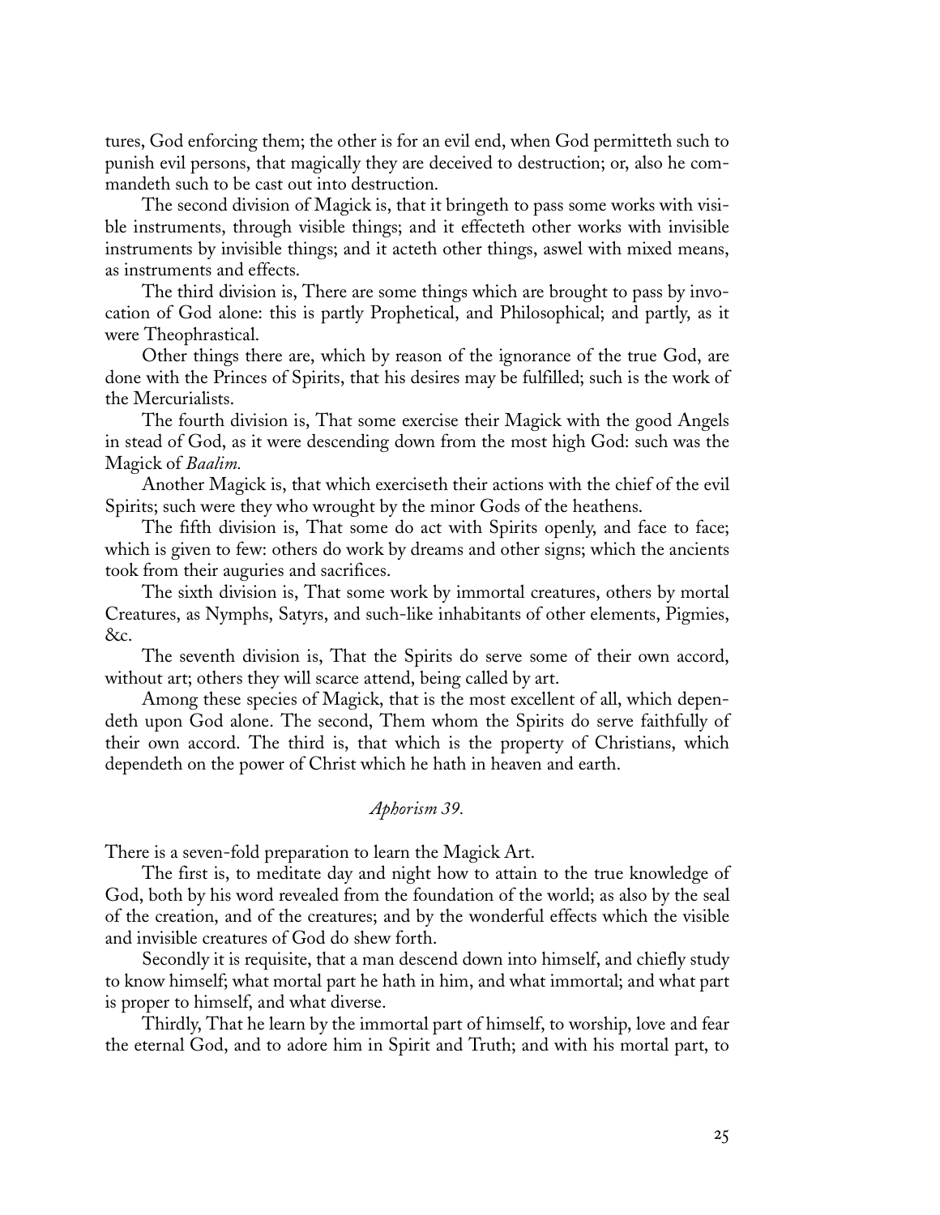tures, God enforcing them; the other is for an evil end, when God permitteth such to punish evil persons, that magically they are deceived to destruction; or, also he commandeth such to be cast out into destruction.

The second division of Magick is, that it bringeth to pass some works with visible instruments, through visible things; and it effecteth other works with invisible instruments by invisible things; and it acteth other things, aswel with mixed means, as instruments and effects.

The third division is, There are some things which are brought to pass by invocation of God alone: this is partly Prophetical, and Philosophical; and partly, as it were Theophrastical.

Other things there are, which by reason of the ignorance of the true God, are done with the Princes of Spirits, that his desires may be fulfilled; such is the work of the Mercurialists.

The fourth division is, That some exercise their Magick with the good Angels in stead of God, as it were descending down from the most high God: such was the Magick of *Baalim.*

Another Magick is, that which exerciseth their actions with the chief of the evil Spirits; such were they who wrought by the minor Gods of the heathens.

The fifth division is, That some do act with Spirits openly, and face to face; which is given to few: others do work by dreams and other signs; which the ancients took from their auguries and sacrifices.

The sixth division is, That some work by immortal creatures, others by mortal Creatures, as Nymphs, Satyrs, and such-like inhabitants of other elements, Pigmies, &c.

The seventh division is, That the Spirits do serve some of their own accord, without art; others they will scarce attend, being called by art.

Among these species of Magick, that is the most excellent of all, which dependeth upon God alone. The second, Them whom the Spirits do serve faithfully of their own accord. The third is, that which is the property of Christians, which dependeth on the power of Christ which he hath in heaven and earth.

### *Aphorism 39.*

There is a seven-fold preparation to learn the Magick Art.

The first is, to meditate day and night how to attain to the true knowledge of God, both by his word revealed from the foundation of the world; as also by the seal of the creation, and of the creatures; and by the wonderful effects which the visible and invisible creatures of God do shew forth.

Secondly it is requisite, that a man descend down into himself, and chiefly study to know himself; what mortal part he hath in him, and what immortal; and what part is proper to himself, and what diverse.

Thirdly, That he learn by the immortal part of himself, to worship, love and fear the eternal God, and to adore him in Spirit and Truth; and with his mortal part, to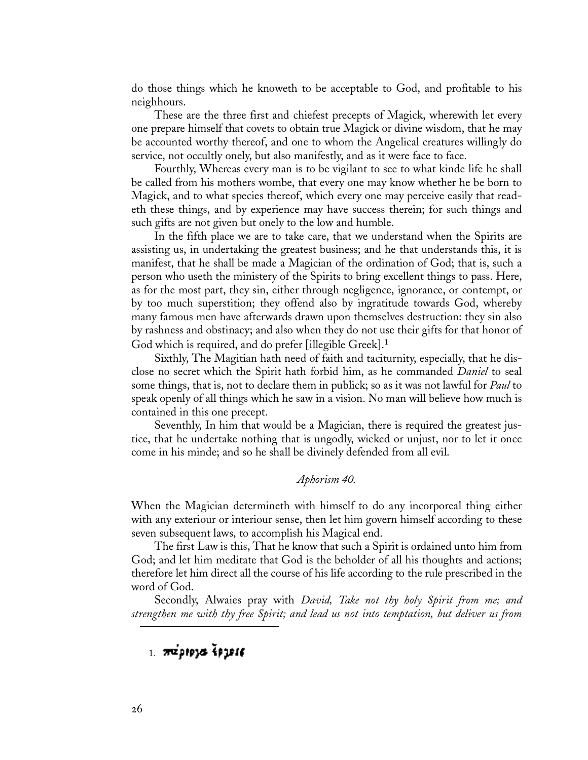do those things which he knoweth to be acceptable to God, and profitable to his neighhours.

These are the three first and chiefest precepts of Magick, wherewith let every one prepare himself that covets to obtain true Magick or divine wisdom, that he may be accounted worthy thereof, and one to whom the Angelical creatures willingly do service, not occultly onely, but also manifestly, and as it were face to face.

Fourthly, Whereas every man is to be vigilant to see to what kinde life he shall be called from his mothers wombe, that every one may know whether he be born to Magick, and to what species thereof, which every one may perceive easily that readeth these things, and by experience may have success therein; for such things and such gifts are not given but onely to the low and humble.

In the fifth place we are to take care, that we understand when the Spirits are assisting us, in undertaking the greatest business; and he that understands this, it is manifest, that he shall be made a Magician of the ordination of God; that is, such a person who useth the ministery of the Spirits to bring excellent things to pass. Here, as for the most part, they sin, either through negligence, ignorance, or contempt, or by too much superstition; they offend also by ingratitude towards God, whereby many famous men have afterwards drawn upon themselves destruction: they sin also by rashness and obstinacy; and also when they do not use their gifts for that honor of God which is required, and do prefer [illegible Greek].[1]

Sixthly, The Magitian hath need of faith and taciturnity, especially, that he disclose no secret which the Spirit hath forbid him, as he commanded *Daniel* to seal some things, that is, not to declare them in publick; so as it was not lawful for *Paul* to speak openly of all things which he saw in a vision. No man will believe how much is contained in this one precept.

Seventhly, In him that would be a Magician, there is required the greatest justice, that he undertake nothing that is ungodly, wicked or unjust, nor to let it once come in his minde; and so he shall be divinely defended from all evil.

### *Aphorism 40.*

When the Magician determineth with himself to do any incorporeal thing either with any exteriour or interiour sense, then let him govern himself according to these seven subsequent laws, to accomplish his Magical end.

The first Law is this, That he know that such a Spirit is ordained unto him from God; and let him meditate that God is the beholder of all his thoughts and actions; therefore let him direct all the course of his life according to the rule prescribed in the word of God.

Secondly, Alwaies pray with *David, Take not thy holy Spirit from me; and strengthen me with thy free Spirit; and lead us not into temptation, but deliver us from*

---

1. πάρεργα ἔργοις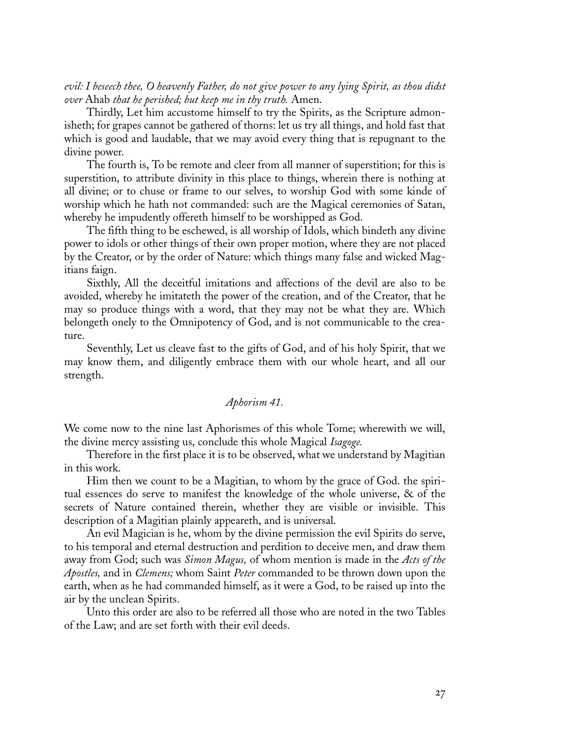*evil: I beseech thee, O heavenly Father, do not give power to any lying Spirit, as thou didst over* Ahab *that he perished; but keep me in thy truth.* Amen.

Thirdly, Let him accustome himself to try the Spirits, as the Scripture admonisheth; for grapes cannot be gathered of thorns: let us try all things, and hold fast that which is good and laudable, that we may avoid every thing that is repugnant to the divine power.

The fourth is, To be remote and cleer from all manner of superstition; for this is superstition, to attribute divinity in this place to things, wherein there is nothing at all divine; or to chuse or frame to our selves, to worship God with some kinde of worship which he hath not commanded: such are the Magical ceremonies of Satan, whereby he impudently offereth himself to be worshipped as God.

The fifth thing to be eschewed, is all worship of Idols, which bindeth any divine power to idols or other things of their own proper motion, where they are not placed by the Creator, or by the order of Nature: which things many false and wicked Magitians faign.

Sixthly, All the deceitful imitations and affections of the devil are also to be avoided, whereby he imitateth the power of the creation, and of the Creator, that he may so produce things with a word, that they may not be what they are. Which belongeth onely to the Omnipotency of God, and is not communicable to the creature.

Seventhly, Let us cleave fast to the gifts of God, and of his holy Spirit, that we may know them, and diligently embrace them with our whole heart, and all our strength.

## *Aphorism 41.*

We come now to the nine last Aphorismes of this whole Tome; wherewith we will, the divine mercy assisting us, conclude this whole Magical *Isagoge.*

Therefore in the first place it is to be observed, what we understand by Magitian in this work.

Him then we count to be a Magitian, to whom by the grace of God. the spiritual essences do serve to manifest the knowledge of the whole universe, & of the secrets of Nature contained therein, whether they are visible or invisible. This description of a Magitian plainly appeareth, and is universal.

An evil Magician is he, whom by the divine permission the evil Spirits do serve, to his temporal and eternal destruction and perdition to deceive men, and draw them away from God; such was *Simon Magus,* of whom mention is made in the *Acts of the Apostles,* and in *Clemens;* whom Saint *Peter* commanded to be thrown down upon the earth, when as he had commanded himself, as it were a God, to be raised up into the air by the unclean Spirits.

Unto this order are also to be referred all those who are noted in the two Tables of the Law; and are set forth with their evil deeds.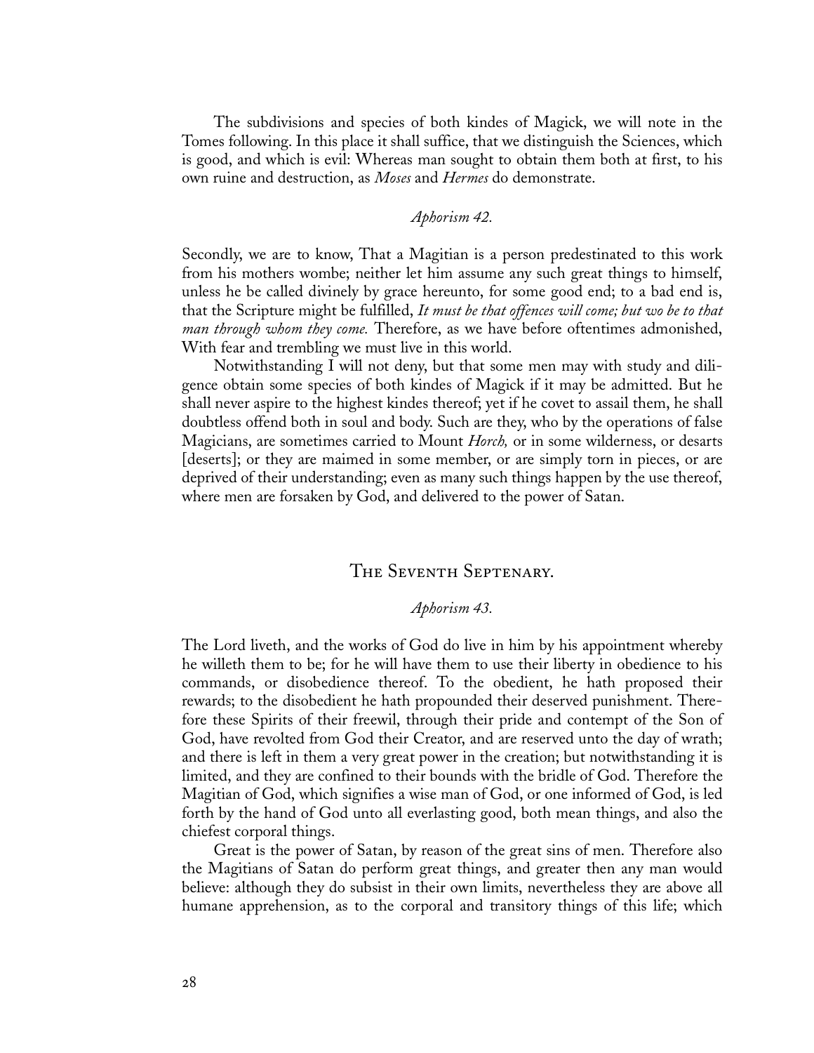The subdivisions and species of both kindes of Magick, we will note in the Tomes following. In this place it shall suffice, that we distinguish the Sciences, which is good, and which is evil: Whereas man sought to obtain them both at first, to his own ruine and destruction, as *Moses* and *Hermes* do demonstrate.

### *Aphorism 42.*

Secondly, we are to know, That a Magitian is a person predestinated to this work from his mothers wombe; neither let him assume any such great things to himself, unless he be called divinely by grace hereunto, for some good end; to a bad end is, that the Scripture might be fulfilled, *It must be that offences will come; but wo be to that man through whom they come.* Therefore, as we have before oftentimes admonished, With fear and trembling we must live in this world.

Notwithstanding I will not deny, but that some men may with study and diligence obtain some species of both kindes of Magick if it may be admitted. But he shall never aspire to the highest kindes thereof; yet if he covet to assail them, he shall doubtless offend both in soul and body. Such are they, who by the operations of false Magicians, are sometimes carried to Mount *Horch,* or in some wilderness, or desarts [deserts]; or they are maimed in some member, or are simply torn in pieces, or are deprived of their understanding; even as many such things happen by the use thereof, where men are forsaken by God, and delivered to the power of Satan.

## The Seventh Septenary.

### *Aphorism 43.*

The Lord liveth, and the works of God do live in him by his appointment whereby he willeth them to be; for he will have them to use their liberty in obedience to his commands, or disobedience thereof. To the obedient, he hath proposed their rewards; to the disobedient he hath propounded their deserved punishment. Therefore these Spirits of their freewil, through their pride and contempt of the Son of God, have revolted from God their Creator, and are reserved unto the day of wrath; and there is left in them a very great power in the creation; but notwithstanding it is limited, and they are confined to their bounds with the bridle of God. Therefore the Magitian of God, which signifies a wise man of God, or one informed of God, is led forth by the hand of God unto all everlasting good, both mean things, and also the chiefest corporal things.

Great is the power of Satan, by reason of the great sins of men. Therefore also the Magitians of Satan do perform great things, and greater then any man would believe: although they do subsist in their own limits, nevertheless they are above all humane apprehension, as to the corporal and transitory things of this life; which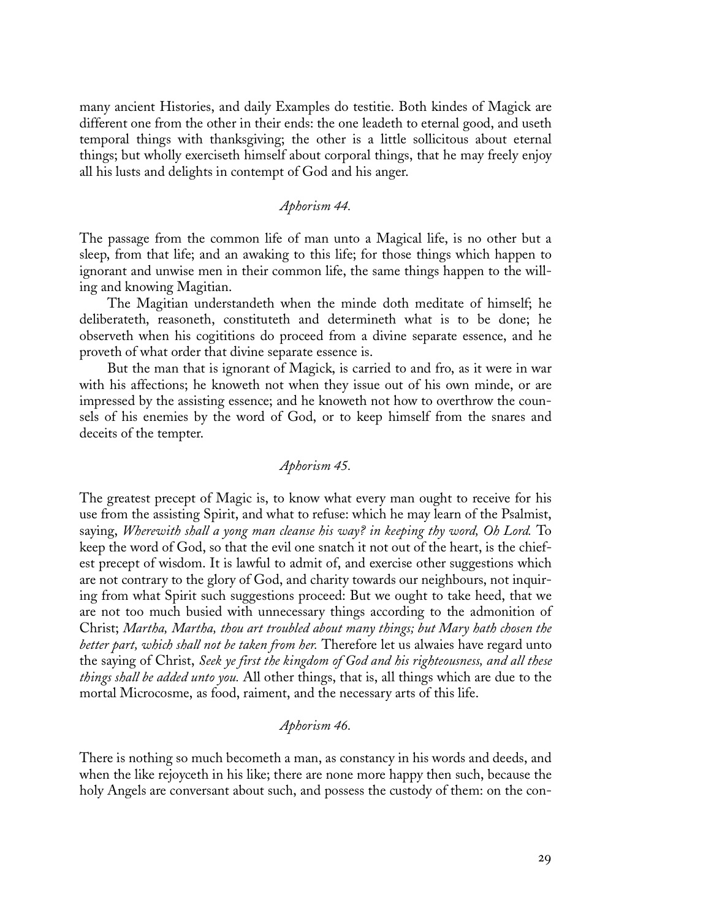many ancient Histories, and daily Examples do testitie. Both kindes of Magick are different one from the other in their ends: the one leadeth to eternal good, and useth temporal things with thanksgiving; the other is a little sollicitous about eternal things; but wholly exerciseth himself about corporal things, that he may freely enjoy all his lusts and delights in contempt of God and his anger.

### *Aphorism 44.*

The passage from the common life of man unto a Magical life, is no other but a sleep, from that life; and an awaking to this life; for those things which happen to ignorant and unwise men in their common life, the same things happen to the willing and knowing Magitian.

The Magitian understandeth when the minde doth meditate of himself; he deliberateth, reasoneth, constituteth and determineth what is to be done; he observeth when his cogititions do proceed from a divine separate essence, and he proveth of what order that divine separate essence is.

But the man that is ignorant of Magick, is carried to and fro, as it were in war with his affections; he knoweth not when they issue out of his own minde, or are impressed by the assisting essence; and he knoweth not how to overthrow the counsels of his enemies by the word of God, or to keep himself from the snares and deceits of the tempter.

### *Aphorism 45.*

The greatest precept of Magic is, to know what every man ought to receive for his use from the assisting Spirit, and what to refuse: which he may learn of the Psalmist, saying, *Wherewith shall a yong man cleanse his way? in keeping thy word, Oh Lord.* To keep the word of God, so that the evil one snatch it not out of the heart, is the chiefest precept of wisdom. It is lawful to admit of, and exercise other suggestions which are not contrary to the glory of God, and charity towards our neighbours, not inquiring from what Spirit such suggestions proceed: But we ought to take heed, that we are not too much busied with unnecessary things according to the admonition of Christ; *Martha, Martha, thou art troubled about many things; but Mary hath chosen the better part, which shall not be taken from her.* Therefore let us alwaies have regard unto the saying of Christ, *Seek ye first the kingdom of God and his righteousness, and all these things shall be added unto you.* All other things, that is, all things which are due to the mortal Microcosme, as food, raiment, and the necessary arts of this life.

### *Aphorism 46.*

There is nothing so much becometh a man, as constancy in his words and deeds, and when the like rejoyceth in his like; there are none more happy then such, because the holy Angels are conversant about such, and possess the custody of them: on the con-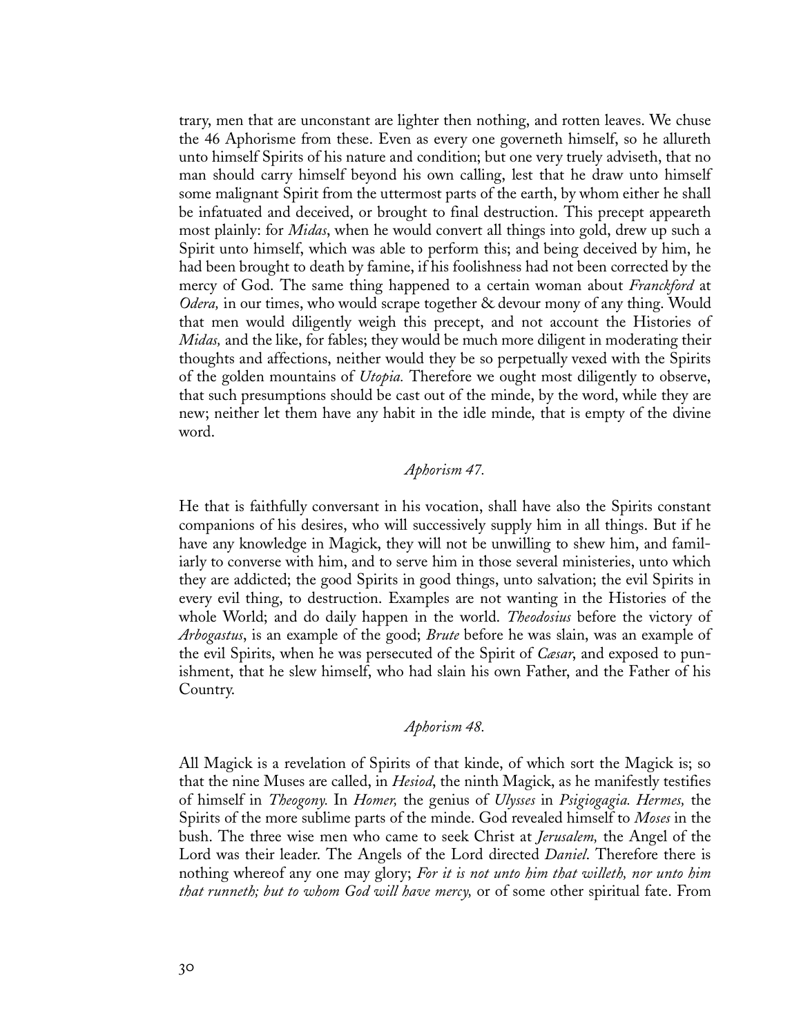trary, men that are unconstant are lighter then nothing, and rotten leaves. We chuse the 46 Aphorisme from these. Even as every one governeth himself, so he allureth unto himself Spirits of his nature and condition; but one very truely adviseth, that no man should carry himself beyond his own calling, lest that he draw unto himself some malignant Spirit from the uttermost parts of the earth, by whom either he shall be infatuated and deceived, or brought to final destruction. This precept appeareth most plainly: for *Midas*, when he would convert all things into gold, drew up such a Spirit unto himself, which was able to perform this; and being deceived by him, he had been brought to death by famine, if his foolishness had not been corrected by the mercy of God. The same thing happened to a certain woman about *Franckford* at *Odera,* in our times, who would scrape together & devour mony of any thing. Would that men would diligently weigh this precept, and not account the Histories of *Midas,* and the like, for fables; they would be much more diligent in moderating their thoughts and affections, neither would they be so perpetually vexed with the Spirits of the golden mountains of *Utopia.* Therefore we ought most diligently to observe, that such presumptions should be cast out of the minde, by the word, while they are new; neither let them have any habit in the idle minde, that is empty of the divine word.

### *Aphorism 47.*

He that is faithfully conversant in his vocation, shall have also the Spirits constant companions of his desires, who will successively supply him in all things. But if he have any knowledge in Magick, they will not be unwilling to shew him, and familiarly to converse with him, and to serve him in those several ministeries, unto which they are addicted; the good Spirits in good things, unto salvation; the evil Spirits in every evil thing, to destruction. Examples are not wanting in the Histories of the whole World; and do daily happen in the world. *Theodosius* before the victory of *Arbogastus*, is an example of the good; *Brute* before he was slain, was an example of the evil Spirits, when he was persecuted of the Spirit of *Cæsar*, and exposed to punishment, that he slew himself, who had slain his own Father, and the Father of his Country.

### *Aphorism 48.*

All Magick is a revelation of Spirits of that kinde, of which sort the Magick is; so that the nine Muses are called, in *Hesiod*, the ninth Magick, as he manifestly testifies of himself in *Theogony.* In *Homer,* the genius of *Ulysses* in *Psigiogagia. Hermes,* the Spirits of the more sublime parts of the minde. God revealed himself to *Moses* in the bush. The three wise men who came to seek Christ at *Jerusalem,* the Angel of the Lord was their leader. The Angels of the Lord directed *Daniel*. Therefore there is nothing whereof any one may glory; *For it is not unto him that willeth, nor unto him that runneth; but to whom God will have mercy,* or of some other spiritual fate. From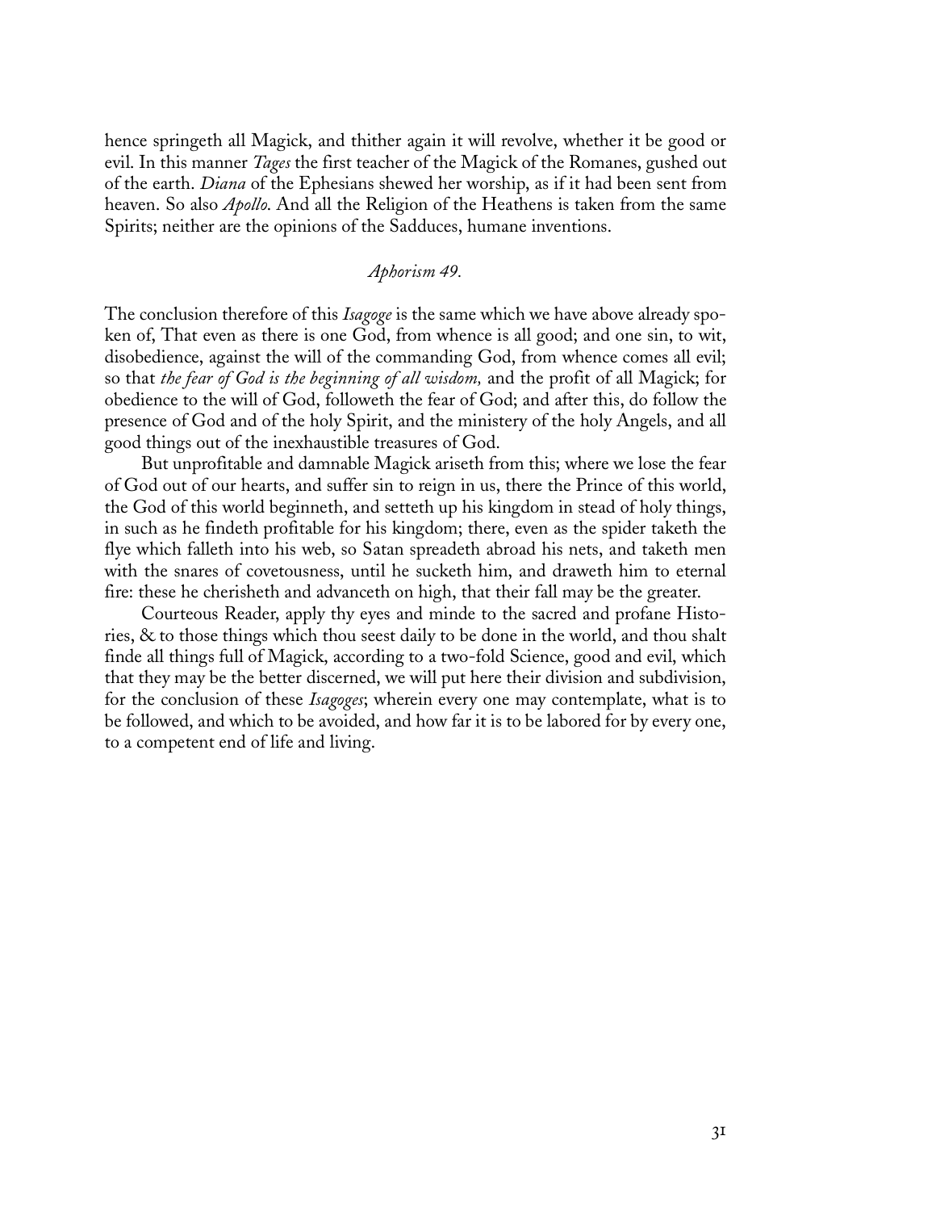hence springeth all Magick, and thither again it will revolve, whether it be good or evil. In this manner *Tages* the first teacher of the Magick of the Romanes, gushed out of the earth. *Diana* of the Ephesians shewed her worship, as if it had been sent from heaven. So also *Apollo*. And all the Religion of the Heathens is taken from the same Spirits; neither are the opinions of the Sadduces, humane inventions.

### *Aphorism 49.*

The conclusion therefore of this *Isagoge* is the same which we have above already spoken of, That even as there is one God, from whence is all good; and one sin, to wit, disobedience, against the will of the commanding God, from whence comes all evil; so that *the fear of God is the beginning of all wisdom,* and the profit of all Magick; for obedience to the will of God, followeth the fear of God; and after this, do follow the presence of God and of the holy Spirit, and the ministery of the holy Angels, and all good things out of the inexhaustible treasures of God.

But unprofitable and damnable Magick ariseth from this; where we lose the fear of God out of our hearts, and suffer sin to reign in us, there the Prince of this world, the God of this world beginneth, and setteth up his kingdom in stead of holy things, in such as he findeth profitable for his kingdom; there, even as the spider taketh the flye which falleth into his web, so Satan spreadeth abroad his nets, and taketh men with the snares of covetousness, until he sucketh him, and draweth him to eternal fire: these he cherisheth and advanceth on high, that their fall may be the greater.

Courteous Reader, apply thy eyes and minde to the sacred and profane Histories, & to those things which thou seest daily to be done in the world, and thou shalt finde all things full of Magick, according to a two-fold Science, good and evil, which that they may be the better discerned, we will put here their division and subdivision, for the conclusion of these *Isagoges*; wherein every one may contemplate, what is to be followed, and which to be avoided, and how far it is to be labored for by every one, to a competent end of life and living.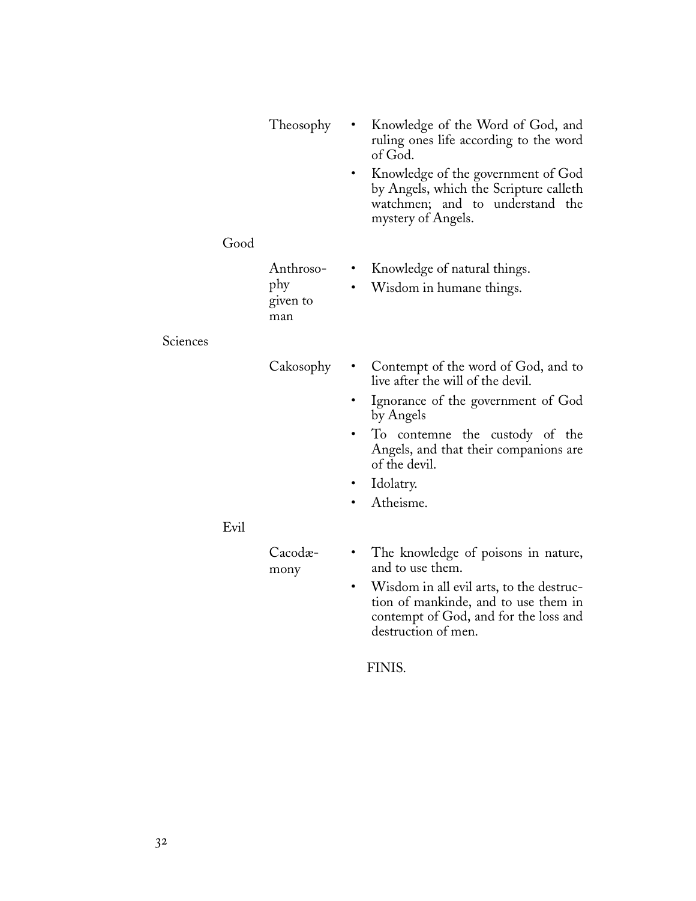- Sciences
  - Good
    - Theosophy
      - Knowledge of the Word of God, and ruling ones life according to the word of God.
      - Knowledge of the government of God by Angels, which the Scripture calleth watchmen; and to understand the mystery of Angels.
    - Anthrosophy given to man
      - Knowledge of natural things.
      - Wisdom in humane things.
  - Evil
    - Cakosophy
      - Contempt of the word of God, and to live after the will of the devil.
      - Ignorance of the government of God by Angels
      - To contemne the custody of the Angels, and that their companions are of the devil.
      - Idolatry.
      - Atheisme.
    - Cacodæmony
      - The knowledge of poisons in nature, and to use them.
      - Wisdom in all evil arts, to the destruction of mankinde, and to use them in contempt of God, and for the loss and destruction of men.

FINIS.